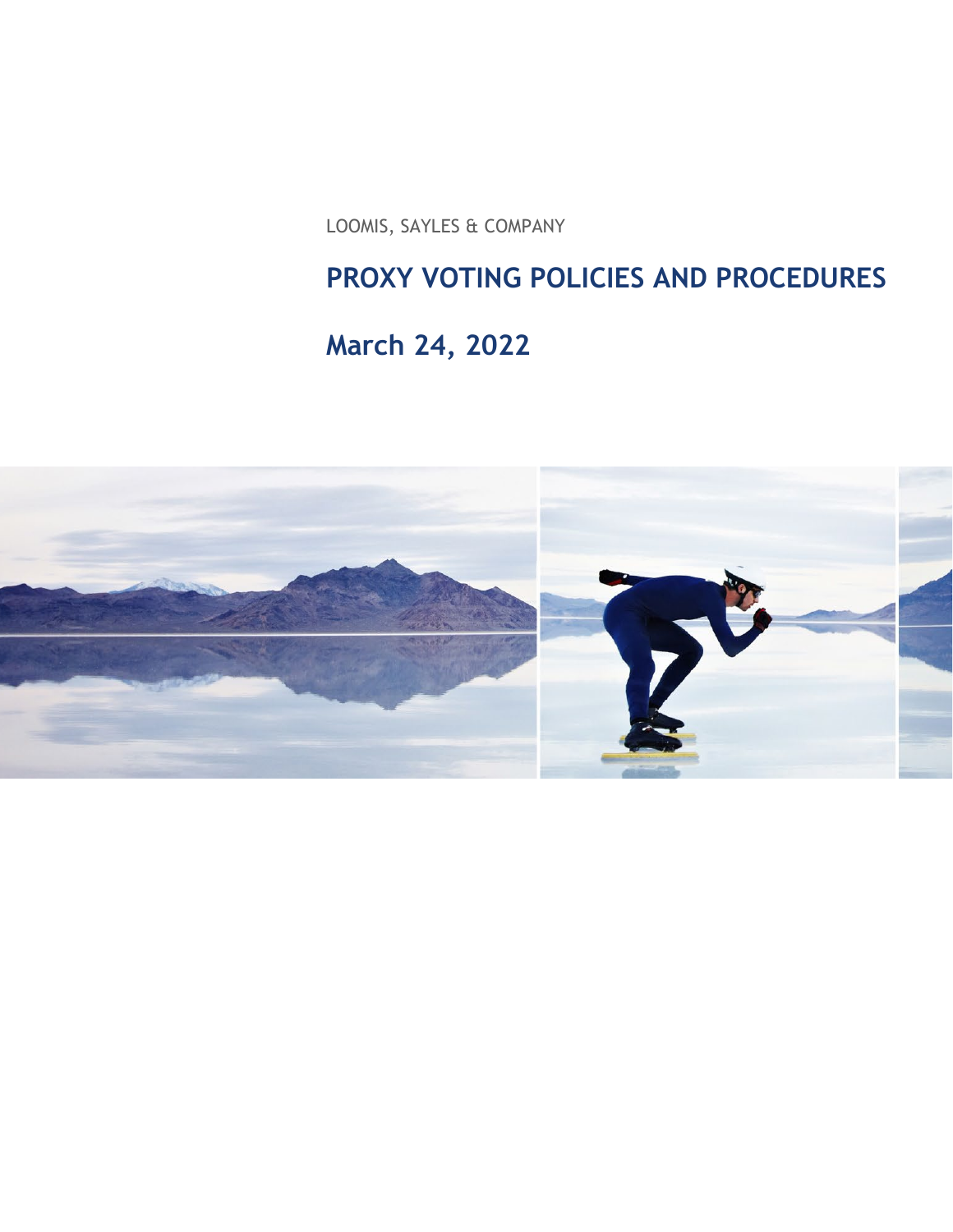LOOMIS, SAYLES & COMPANY

# PROXY VOTING POLICIES AND PROCEDURES

## March 24, 2022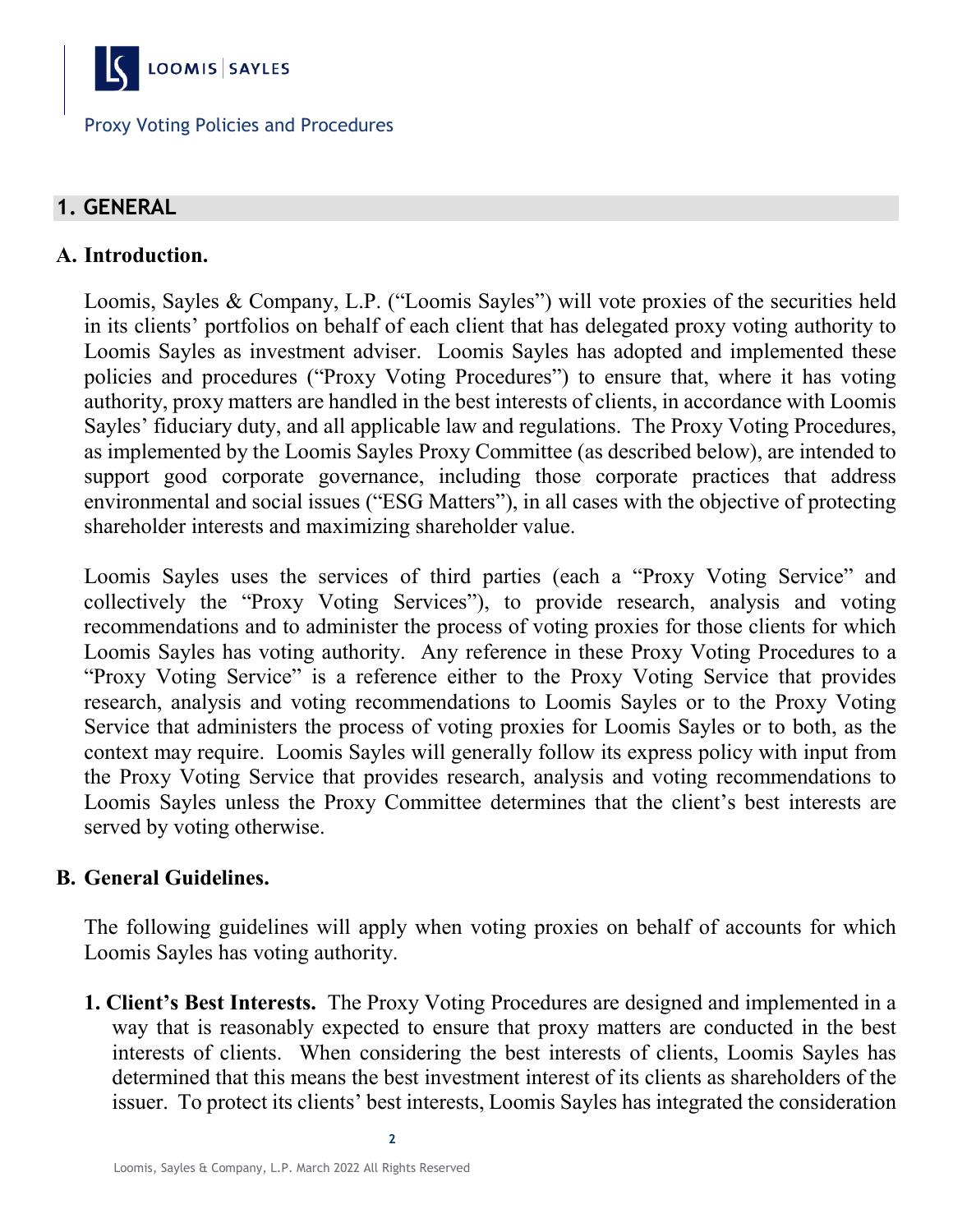Proxy Voting Policies and Procedures

## 1. GENERAL

### A. Introduction.

Loomis, Sayles & Company, L.P. ("Loomis Sayles") will vote proxies of the securities held in its clients' portfolios on behalf of each client that has delegated proxy voting authority to Loomis Sayles as investment adviser. Loomis Sayles has adopted and implemented these policies and procedures ("Proxy Voting Procedures") to ensure that, where it has voting authority, proxy matters are handled in the best interests of clients, in accordance with Loomis Sayles' fiduciary duty, and all applicable law and regulations. The Proxy Voting Procedures, as implemented by the Loomis Sayles Proxy Committee (as described below), are intended to support good corporate governance, including those corporate practices that address environmental and social issues ("ESG Matters"), in all cases with the objective of protecting shareholder interests and maximizing shareholder value.

Loomis Sayles uses the services of third parties (each a "Proxy Voting Service" and collectively the "Proxy Voting Services"), to provide research, analysis and voting recommendations and to administer the process of voting proxies for those clients for which Loomis Sayles has voting authority. Any reference in these Proxy Voting Procedures to a "Proxy Voting Service" is a reference either to the Proxy Voting Service that provides research, analysis and voting recommendations to Loomis Sayles or to the Proxy Voting Service that administers the process of voting proxies for Loomis Sayles or to both, as the context may require. Loomis Sayles will generally follow its express policy with input from the Proxy Voting Service that provides research, analysis and voting recommendations to Loomis Sayles unless the Proxy Committee determines that the client's best interests are served by voting otherwise.

### B. General Guidelines.

The following guidelines will apply when voting proxies on behalf of accounts for which Loomis Sayles has voting authority.

1. **Client's Best Interests.** The Proxy Voting Procedures are designed and implemented in a way that is reasonably expected to ensure that proxy matters are conducted in the best interests of clients. When considering the best interests of clients, Loomis Sayles has determined that this means the best investment interest of its clients as shareholders of the issuer. To protect its clients' best interests, Loomis Sayles has integrated the consideration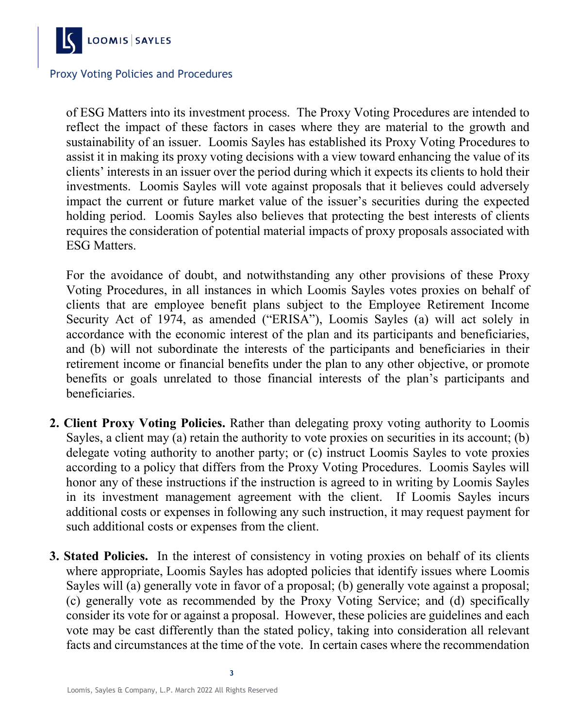of ESG Matters into its investment process. The Proxy Voting Procedures are intended to reflect the impact of these factors in cases where they are material to the growth and sustainability of an issuer. Loomis Sayles has established its Proxy Voting Procedures to assist it in making its proxy voting decisions with a view toward enhancing the value of its clients' interests in an issuer over the period during which it expects its clients to hold their investments. Loomis Sayles will vote against proposals that it believes could adversely impact the current or future market value of the issuer's securities during the expected holding period. Loomis Sayles also believes that protecting the best interests of clients requires the consideration of potential material impacts of proxy proposals associated with ESG Matters.

For the avoidance of doubt, and notwithstanding any other provisions of these Proxy Voting Procedures, in all instances in which Loomis Sayles votes proxies on behalf of clients that are employee benefit plans subject to the Employee Retirement Income Security Act of 1974, as amended ("ERISA"), Loomis Sayles (a) will act solely in accordance with the economic interest of the plan and its participants and beneficiaries, and (b) will not subordinate the interests of the participants and beneficiaries in their retirement income or financial benefits under the plan to any other objective, or promote benefits or goals unrelated to those financial interests of the plan's participants and beneficiaries.

2. **Client Proxy Voting Policies.** Rather than delegating proxy voting authority to Loomis Sayles, a client may (a) retain the authority to vote proxies on securities in its account; (b) delegate voting authority to another party; or (c) instruct Loomis Sayles to vote proxies according to a policy that differs from the Proxy Voting Procedures. Loomis Sayles will honor any of these instructions if the instruction is agreed to in writing by Loomis Sayles in its investment management agreement with the client. If Loomis Sayles incurs additional costs or expenses in following any such instruction, it may request payment for such additional costs or expenses from the client.

3. **Stated Policies.** In the interest of consistency in voting proxies on behalf of its clients where appropriate, Loomis Sayles has adopted policies that identify issues where Loomis Sayles will (a) generally vote in favor of a proposal; (b) generally vote against a proposal; (c) generally vote as recommended by the Proxy Voting Service; and (d) specifically consider its vote for or against a proposal. However, these policies are guidelines and each vote may be cast differently than the stated policy, taking into consideration all relevant facts and circumstances at the time of the vote. In certain cases where the recommendation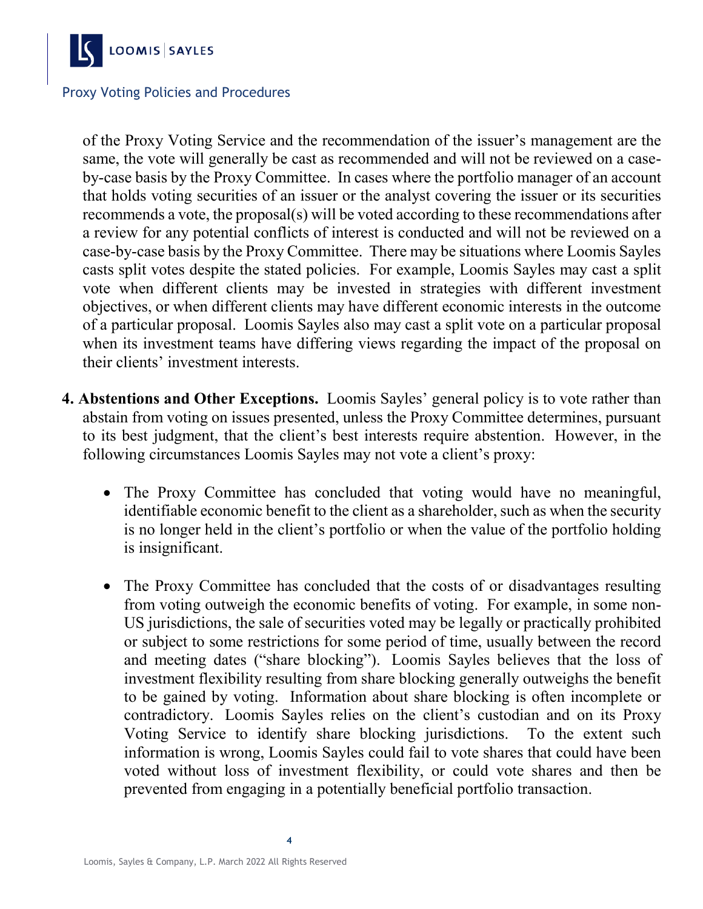of the Proxy Voting Service and the recommendation of the issuer's management are the same, the vote will generally be cast as recommended and will not be reviewed on a case-by-case basis by the Proxy Committee. In cases where the portfolio manager of an account that holds voting securities of an issuer or the analyst covering the issuer or its securities recommends a vote, the proposal(s) will be voted according to these recommendations after a review for any potential conflicts of interest is conducted and will not be reviewed on a case-by-case basis by the Proxy Committee. There may be situations where Loomis Sayles casts split votes despite the stated policies. For example, Loomis Sayles may cast a split vote when different clients may be invested in strategies with different investment objectives, or when different clients may have different economic interests in the outcome of a particular proposal. Loomis Sayles also may cast a split vote on a particular proposal when its investment teams have differing views regarding the impact of the proposal on their clients' investment interests.

**4. Abstentions and Other Exceptions.** Loomis Sayles' general policy is to vote rather than abstain from voting on issues presented, unless the Proxy Committee determines, pursuant to its best judgment, that the client's best interests require abstention. However, in the following circumstances Loomis Sayles may not vote a client's proxy:

- The Proxy Committee has concluded that voting would have no meaningful, identifiable economic benefit to the client as a shareholder, such as when the security is no longer held in the client's portfolio or when the value of the portfolio holding is insignificant.

- The Proxy Committee has concluded that the costs of or disadvantages resulting from voting outweigh the economic benefits of voting. For example, in some non-US jurisdictions, the sale of securities voted may be legally or practically prohibited or subject to some restrictions for some period of time, usually between the record and meeting dates ("share blocking"). Loomis Sayles believes that the loss of investment flexibility resulting from share blocking generally outweighs the benefit to be gained by voting. Information about share blocking is often incomplete or contradictory. Loomis Sayles relies on the client's custodian and on its Proxy Voting Service to identify share blocking jurisdictions. To the extent such information is wrong, Loomis Sayles could fail to vote shares that could have been voted without loss of investment flexibility, or could vote shares and then be prevented from engaging in a potentially beneficial portfolio transaction.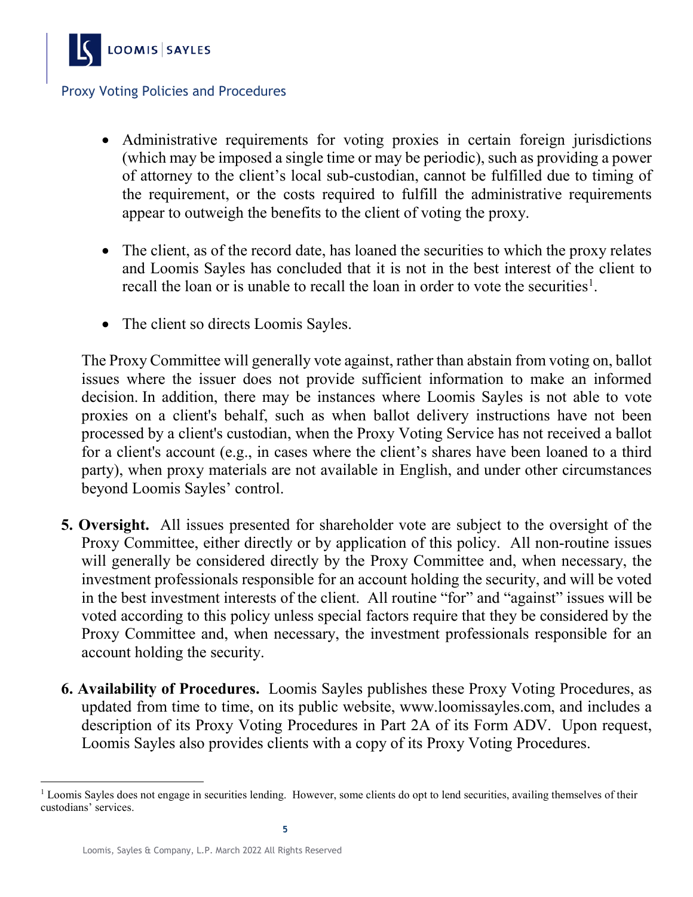- Administrative requirements for voting proxies in certain foreign jurisdictions (which may be imposed a single time or may be periodic), such as providing a power of attorney to the client's local sub-custodian, cannot be fulfilled due to timing of the requirement, or the costs required to fulfill the administrative requirements appear to outweigh the benefits to the client of voting the proxy.

- The client, as of the record date, has loaned the securities to which the proxy relates and Loomis Sayles has concluded that it is not in the best interest of the client to recall the loan or is unable to recall the loan in order to vote the securities[1].

- The client so directs Loomis Sayles.

The Proxy Committee will generally vote against, rather than abstain from voting on, ballot issues where the issuer does not provide sufficient information to make an informed decision. In addition, there may be instances where Loomis Sayles is not able to vote proxies on a client's behalf, such as when ballot delivery instructions have not been processed by a client's custodian, when the Proxy Voting Service has not received a ballot for a client's account (e.g., in cases where the client's shares have been loaned to a third party), when proxy materials are not available in English, and under other circumstances beyond Loomis Sayles' control.

**5. Oversight.** All issues presented for shareholder vote are subject to the oversight of the Proxy Committee, either directly or by application of this policy. All non-routine issues will generally be considered directly by the Proxy Committee and, when necessary, the investment professionals responsible for an account holding the security, and will be voted in the best investment interests of the client. All routine "for" and "against" issues will be voted according to this policy unless special factors require that they be considered by the Proxy Committee and, when necessary, the investment professionals responsible for an account holding the security.

**6. Availability of Procedures.** Loomis Sayles publishes these Proxy Voting Procedures, as updated from time to time, on its public website, www.loomissayles.com, and includes a description of its Proxy Voting Procedures in Part 2A of its Form ADV. Upon request, Loomis Sayles also provides clients with a copy of its Proxy Voting Procedures.

---

[1] Loomis Sayles does not engage in securities lending. However, some clients do opt to lend securities, availing themselves of their custodians' services.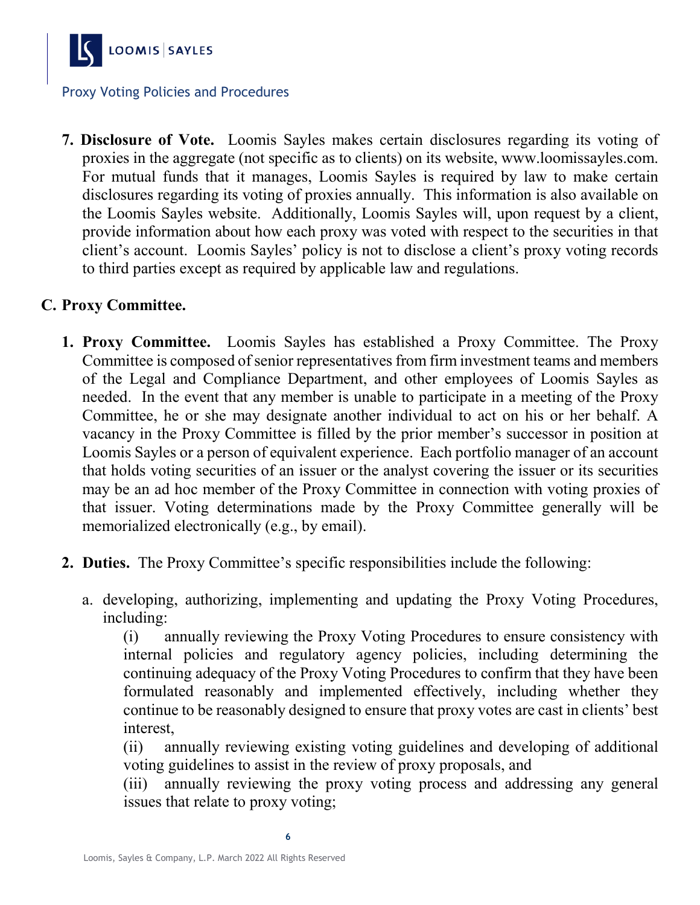7. **Disclosure of Vote.** Loomis Sayles makes certain disclosures regarding its voting of proxies in the aggregate (not specific as to clients) on its website, www.loomissayles.com. For mutual funds that it manages, Loomis Sayles is required by law to make certain disclosures regarding its voting of proxies annually. This information is also available on the Loomis Sayles website. Additionally, Loomis Sayles will, upon request by a client, provide information about how each proxy was voted with respect to the securities in that client's account. Loomis Sayles' policy is not to disclose a client's proxy voting records to third parties except as required by applicable law and regulations.

## C. Proxy Committee.

1. **Proxy Committee.** Loomis Sayles has established a Proxy Committee. The Proxy Committee is composed of senior representatives from firm investment teams and members of the Legal and Compliance Department, and other employees of Loomis Sayles as needed. In the event that any member is unable to participate in a meeting of the Proxy Committee, he or she may designate another individual to act on his or her behalf. A vacancy in the Proxy Committee is filled by the prior member's successor in position at Loomis Sayles or a person of equivalent experience. Each portfolio manager of an account that holds voting securities of an issuer or the analyst covering the issuer or its securities may be an ad hoc member of the Proxy Committee in connection with voting proxies of that issuer. Voting determinations made by the Proxy Committee generally will be memorialized electronically (e.g., by email).

2. **Duties.** The Proxy Committee's specific responsibilities include the following:

   a. developing, authorizing, implementing and updating the Proxy Voting Procedures, including:

      (i) annually reviewing the Proxy Voting Procedures to ensure consistency with internal policies and regulatory agency policies, including determining the continuing adequacy of the Proxy Voting Procedures to confirm that they have been formulated reasonably and implemented effectively, including whether they continue to be reasonably designed to ensure that proxy votes are cast in clients' best interest,

      (ii) annually reviewing existing voting guidelines and developing of additional voting guidelines to assist in the review of proxy proposals, and

      (iii) annually reviewing the proxy voting process and addressing any general issues that relate to proxy voting;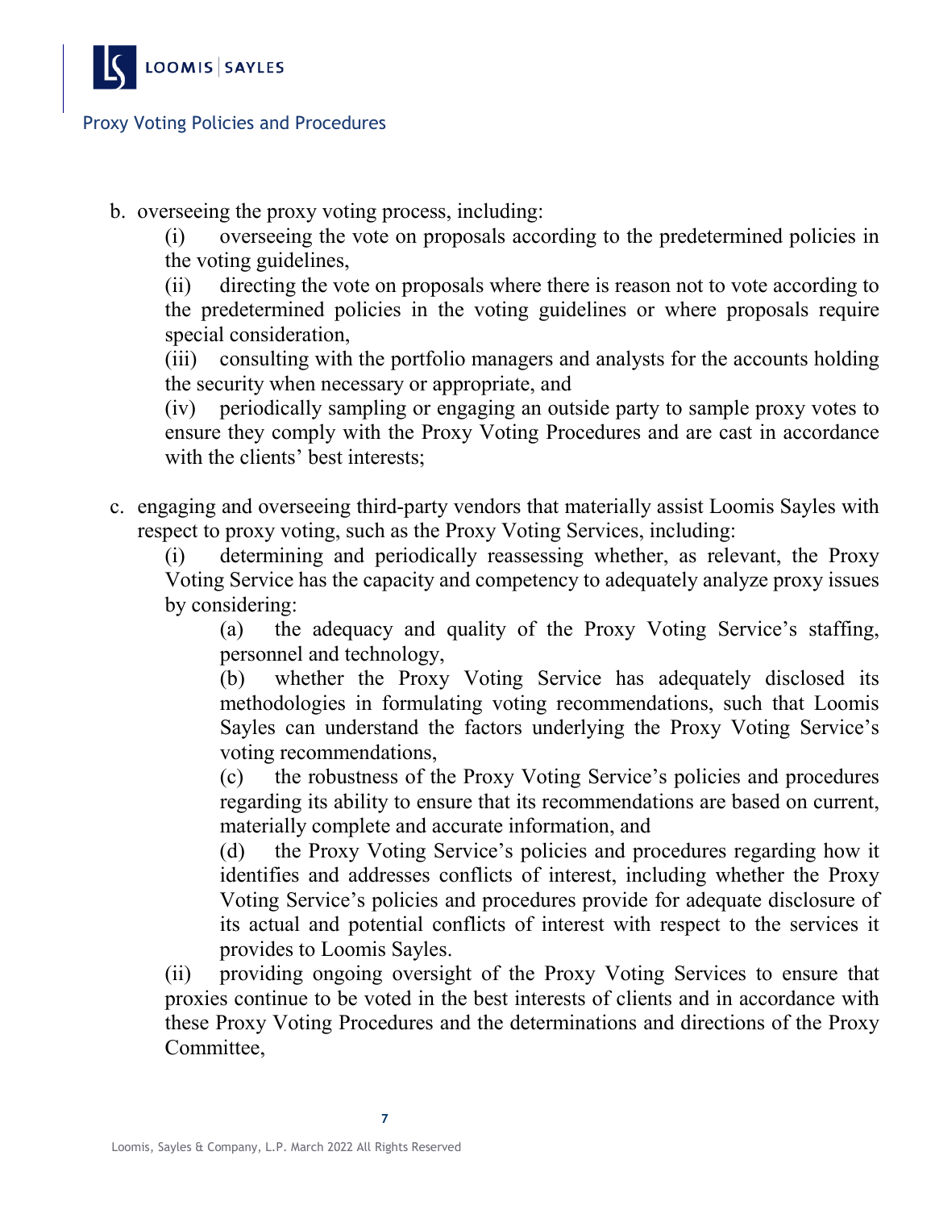b. overseeing the proxy voting process, including:

   (i) overseeing the vote on proposals according to the predetermined policies in the voting guidelines,

   (ii) directing the vote on proposals where there is reason not to vote according to the predetermined policies in the voting guidelines or where proposals require special consideration,

   (iii) consulting with the portfolio managers and analysts for the accounts holding the security when necessary or appropriate, and

   (iv) periodically sampling or engaging an outside party to sample proxy votes to ensure they comply with the Proxy Voting Procedures and are cast in accordance with the clients' best interests;

c. engaging and overseeing third-party vendors that materially assist Loomis Sayles with respect to proxy voting, such as the Proxy Voting Services, including:

   (i) determining and periodically reassessing whether, as relevant, the Proxy Voting Service has the capacity and competency to adequately analyze proxy issues by considering:

      (a) the adequacy and quality of the Proxy Voting Service's staffing, personnel and technology,

      (b) whether the Proxy Voting Service has adequately disclosed its methodologies in formulating voting recommendations, such that Loomis Sayles can understand the factors underlying the Proxy Voting Service's voting recommendations,

      (c) the robustness of the Proxy Voting Service's policies and procedures regarding its ability to ensure that its recommendations are based on current, materially complete and accurate information, and

      (d) the Proxy Voting Service's policies and procedures regarding how it identifies and addresses conflicts of interest, including whether the Proxy Voting Service's policies and procedures provide for adequate disclosure of its actual and potential conflicts of interest with respect to the services it provides to Loomis Sayles.

   (ii) providing ongoing oversight of the Proxy Voting Services to ensure that proxies continue to be voted in the best interests of clients and in accordance with these Proxy Voting Procedures and the determinations and directions of the Proxy Committee,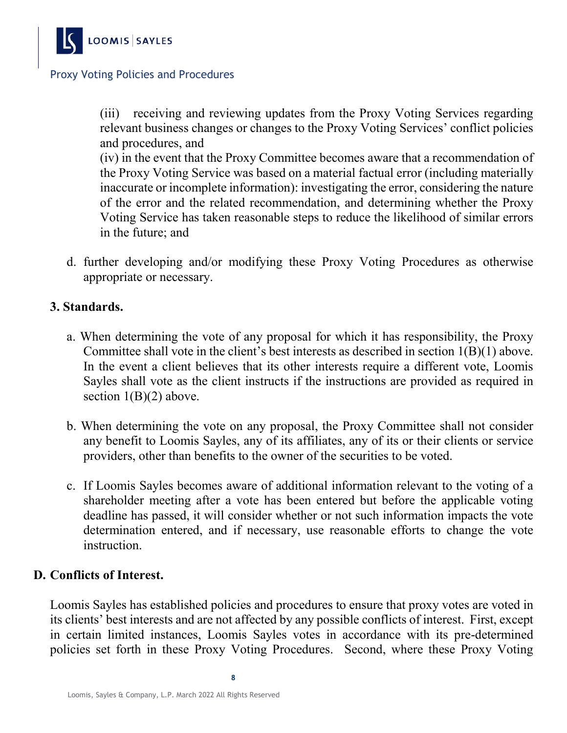(iii) receiving and reviewing updates from the Proxy Voting Services regarding relevant business changes or changes to the Proxy Voting Services' conflict policies and procedures, and

(iv) in the event that the Proxy Committee becomes aware that a recommendation of the Proxy Voting Service was based on a material factual error (including materially inaccurate or incomplete information): investigating the error, considering the nature of the error and the related recommendation, and determining whether the Proxy Voting Service has taken reasonable steps to reduce the likelihood of similar errors in the future; and

d. further developing and/or modifying these Proxy Voting Procedures as otherwise appropriate or necessary.

### 3. Standards.

a. When determining the vote of any proposal for which it has responsibility, the Proxy Committee shall vote in the client's best interests as described in section 1(B)(1) above. In the event a client believes that its other interests require a different vote, Loomis Sayles shall vote as the client instructs if the instructions are provided as required in section 1(B)(2) above.

b. When determining the vote on any proposal, the Proxy Committee shall not consider any benefit to Loomis Sayles, any of its affiliates, any of its or their clients or service providers, other than benefits to the owner of the securities to be voted.

c. If Loomis Sayles becomes aware of additional information relevant to the voting of a shareholder meeting after a vote has been entered but before the applicable voting deadline has passed, it will consider whether or not such information impacts the vote determination entered, and if necessary, use reasonable efforts to change the vote instruction.

## D. Conflicts of Interest.

Loomis Sayles has established policies and procedures to ensure that proxy votes are voted in its clients' best interests and are not affected by any possible conflicts of interest. First, except in certain limited instances, Loomis Sayles votes in accordance with its pre-determined policies set forth in these Proxy Voting Procedures. Second, where these Proxy Voting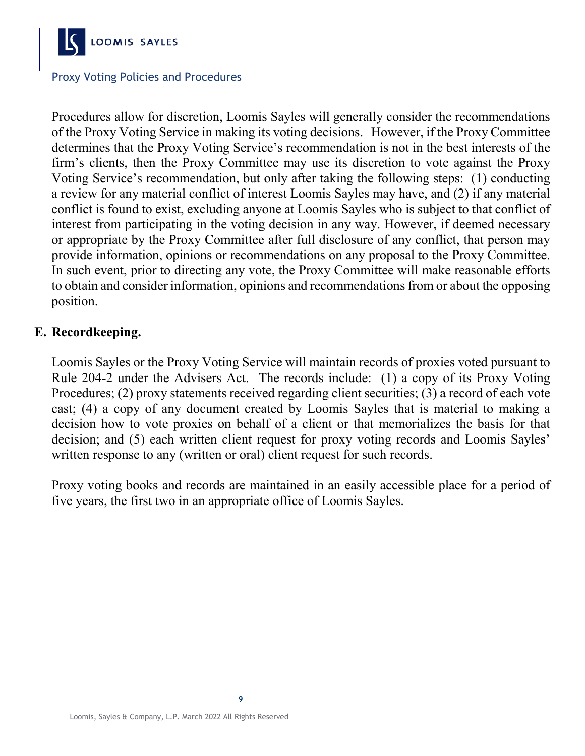Procedures allow for discretion, Loomis Sayles will generally consider the recommendations of the Proxy Voting Service in making its voting decisions. However, if the Proxy Committee determines that the Proxy Voting Service's recommendation is not in the best interests of the firm's clients, then the Proxy Committee may use its discretion to vote against the Proxy Voting Service's recommendation, but only after taking the following steps: (1) conducting a review for any material conflict of interest Loomis Sayles may have, and (2) if any material conflict is found to exist, excluding anyone at Loomis Sayles who is subject to that conflict of interest from participating in the voting decision in any way. However, if deemed necessary or appropriate by the Proxy Committee after full disclosure of any conflict, that person may provide information, opinions or recommendations on any proposal to the Proxy Committee. In such event, prior to directing any vote, the Proxy Committee will make reasonable efforts to obtain and consider information, opinions and recommendations from or about the opposing position.

## E. Recordkeeping.

Loomis Sayles or the Proxy Voting Service will maintain records of proxies voted pursuant to Rule 204-2 under the Advisers Act. The records include: (1) a copy of its Proxy Voting Procedures; (2) proxy statements received regarding client securities; (3) a record of each vote cast; (4) a copy of any document created by Loomis Sayles that is material to making a decision how to vote proxies on behalf of a client or that memorializes the basis for that decision; and (5) each written client request for proxy voting records and Loomis Sayles' written response to any (written or oral) client request for such records.

Proxy voting books and records are maintained in an easily accessible place for a period of five years, the first two in an appropriate office of Loomis Sayles.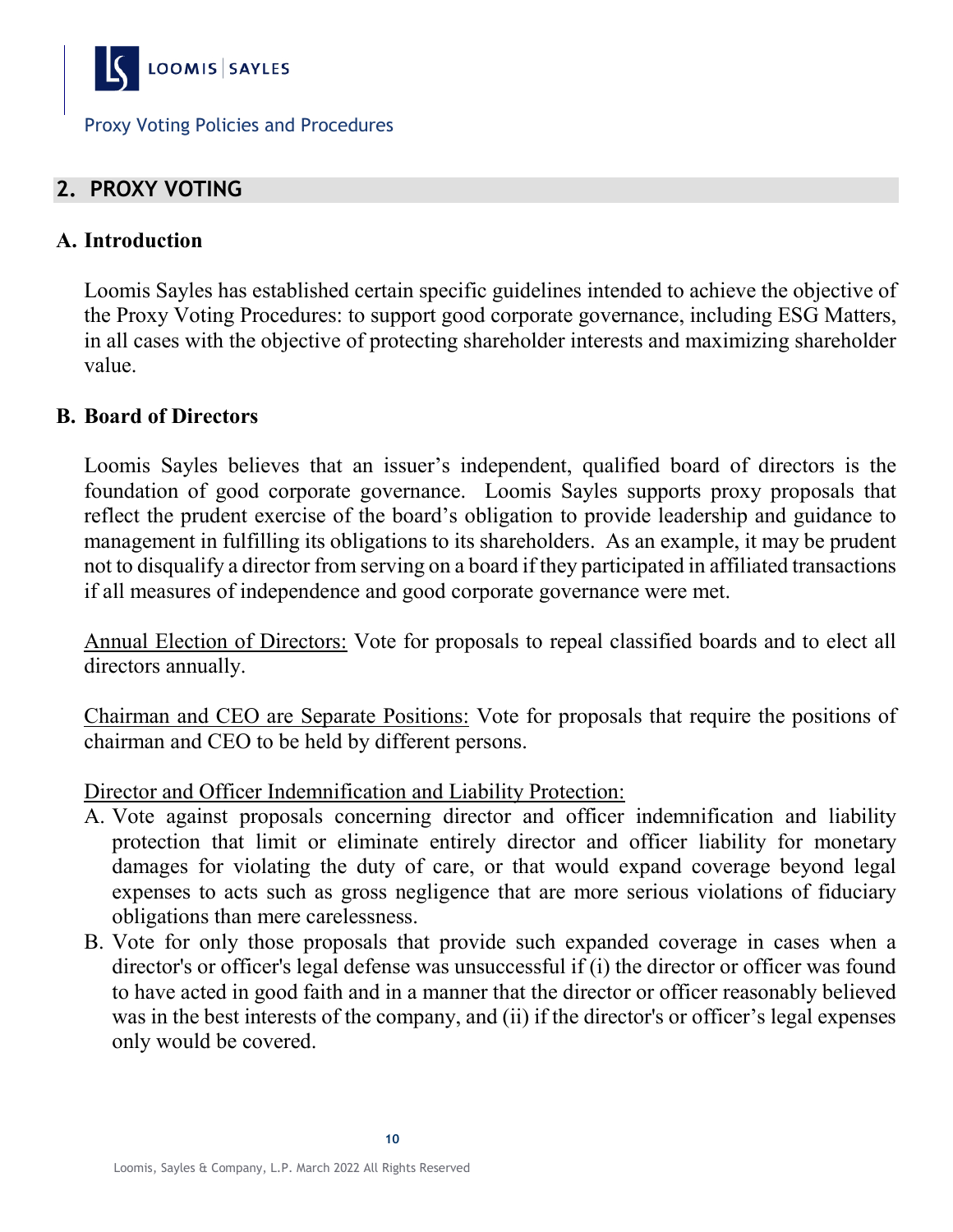## 2. PROXY VOTING

### A. Introduction

Loomis Sayles has established certain specific guidelines intended to achieve the objective of the Proxy Voting Procedures: to support good corporate governance, including ESG Matters, in all cases with the objective of protecting shareholder interests and maximizing shareholder value.

### B. Board of Directors

Loomis Sayles believes that an issuer's independent, qualified board of directors is the foundation of good corporate governance. Loomis Sayles supports proxy proposals that reflect the prudent exercise of the board's obligation to provide leadership and guidance to management in fulfilling its obligations to its shareholders. As an example, it may be prudent not to disqualify a director from serving on a board if they participated in affiliated transactions if all measures of independence and good corporate governance were met.

<u>Annual Election of Directors:</u> Vote for proposals to repeal classified boards and to elect all directors annually.

<u>Chairman and CEO are Separate Positions:</u> Vote for proposals that require the positions of chairman and CEO to be held by different persons.

<u>Director and Officer Indemnification and Liability Protection:</u>

A. Vote against proposals concerning director and officer indemnification and liability protection that limit or eliminate entirely director and officer liability for monetary damages for violating the duty of care, or that would expand coverage beyond legal expenses to acts such as gross negligence that are more serious violations of fiduciary obligations than mere carelessness.

B. Vote for only those proposals that provide such expanded coverage in cases when a director's or officer's legal defense was unsuccessful if (i) the director or officer was found to have acted in good faith and in a manner that the director or officer reasonably believed was in the best interests of the company, and (ii) if the director's or officer's legal expenses only would be covered.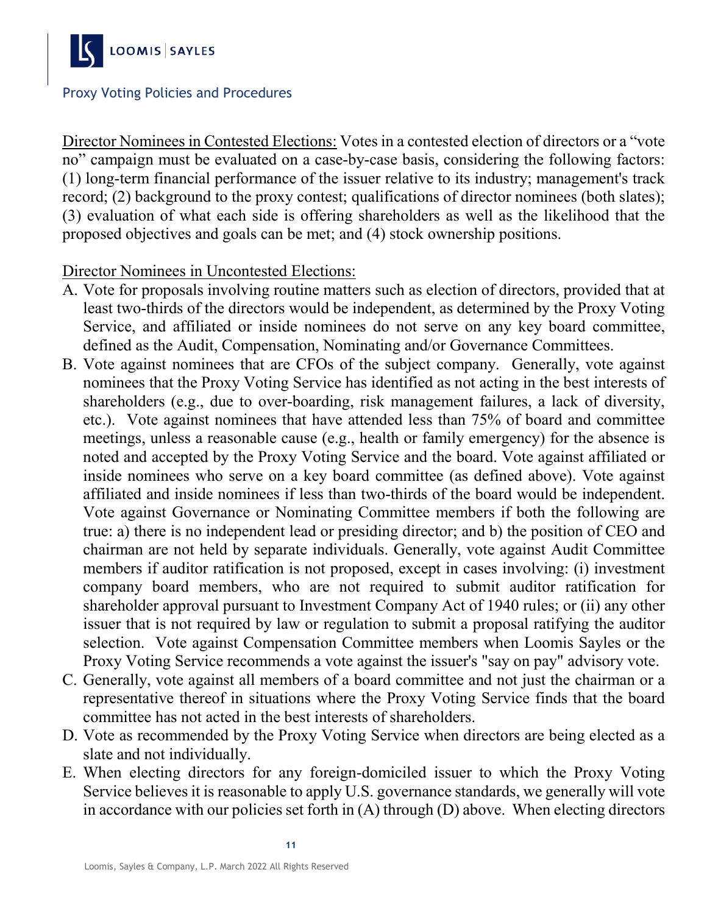<u>Director Nominees in Contested Elections:</u> Votes in a contested election of directors or a "vote no" campaign must be evaluated on a case-by-case basis, considering the following factors: (1) long-term financial performance of the issuer relative to its industry; management's track record; (2) background to the proxy contest; qualifications of director nominees (both slates); (3) evaluation of what each side is offering shareholders as well as the likelihood that the proposed objectives and goals can be met; and (4) stock ownership positions.

<u>Director Nominees in Uncontested Elections:</u>

A. Vote for proposals involving routine matters such as election of directors, provided that at least two-thirds of the directors would be independent, as determined by the Proxy Voting Service, and affiliated or inside nominees do not serve on any key board committee, defined as the Audit, Compensation, Nominating and/or Governance Committees.
B. Vote against nominees that are CFOs of the subject company. Generally, vote against nominees that the Proxy Voting Service has identified as not acting in the best interests of shareholders (e.g., due to over-boarding, risk management failures, a lack of diversity, etc.). Vote against nominees that have attended less than 75% of board and committee meetings, unless a reasonable cause (e.g., health or family emergency) for the absence is noted and accepted by the Proxy Voting Service and the board. Vote against affiliated or inside nominees who serve on a key board committee (as defined above). Vote against affiliated and inside nominees if less than two-thirds of the board would be independent. Vote against Governance or Nominating Committee members if both the following are true: a) there is no independent lead or presiding director; and b) the position of CEO and chairman are not held by separate individuals. Generally, vote against Audit Committee members if auditor ratification is not proposed, except in cases involving: (i) investment company board members, who are not required to submit auditor ratification for shareholder approval pursuant to Investment Company Act of 1940 rules; or (ii) any other issuer that is not required by law or regulation to submit a proposal ratifying the auditor selection. Vote against Compensation Committee members when Loomis Sayles or the Proxy Voting Service recommends a vote against the issuer's "say on pay" advisory vote.
C. Generally, vote against all members of a board committee and not just the chairman or a representative thereof in situations where the Proxy Voting Service finds that the board committee has not acted in the best interests of shareholders.
D. Vote as recommended by the Proxy Voting Service when directors are being elected as a slate and not individually.
E. When electing directors for any foreign-domiciled issuer to which the Proxy Voting Service believes it is reasonable to apply U.S. governance standards, we generally will vote in accordance with our policies set forth in (A) through (D) above. When electing directors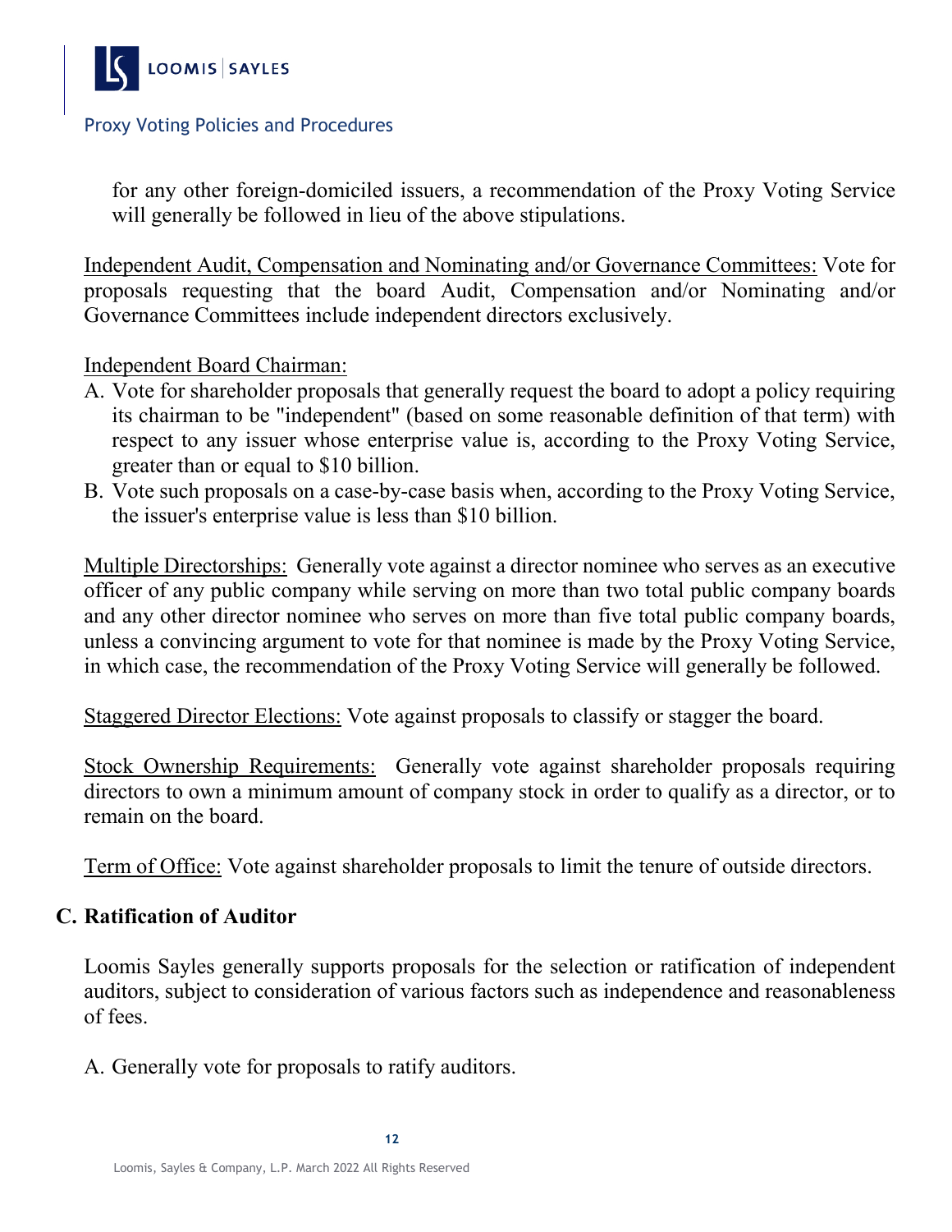for any other foreign-domiciled issuers, a recommendation of the Proxy Voting Service will generally be followed in lieu of the above stipulations.

Independent Audit, Compensation and Nominating and/or Governance Committees: Vote for proposals requesting that the board Audit, Compensation and/or Nominating and/or Governance Committees include independent directors exclusively.

Independent Board Chairman:

A. Vote for shareholder proposals that generally request the board to adopt a policy requiring its chairman to be "independent" (based on some reasonable definition of that term) with respect to any issuer whose enterprise value is, according to the Proxy Voting Service, greater than or equal to $10 billion.
B. Vote such proposals on a case-by-case basis when, according to the Proxy Voting Service, the issuer's enterprise value is less than $10 billion.

Multiple Directorships: Generally vote against a director nominee who serves as an executive officer of any public company while serving on more than two total public company boards and any other director nominee who serves on more than five total public company boards, unless a convincing argument to vote for that nominee is made by the Proxy Voting Service, in which case, the recommendation of the Proxy Voting Service will generally be followed.

Staggered Director Elections: Vote against proposals to classify or stagger the board.

Stock Ownership Requirements: Generally vote against shareholder proposals requiring directors to own a minimum amount of company stock in order to qualify as a director, or to remain on the board.

Term of Office: Vote against shareholder proposals to limit the tenure of outside directors.

## C. Ratification of Auditor

Loomis Sayles generally supports proposals for the selection or ratification of independent auditors, subject to consideration of various factors such as independence and reasonableness of fees.

A. Generally vote for proposals to ratify auditors.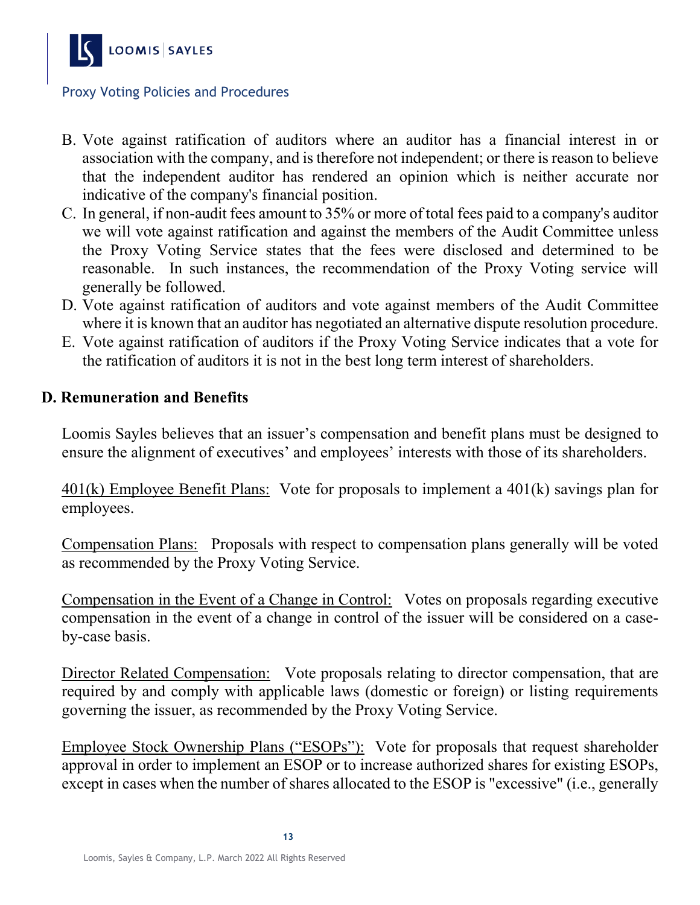B. Vote against ratification of auditors where an auditor has a financial interest in or association with the company, and is therefore not independent; or there is reason to believe that the independent auditor has rendered an opinion which is neither accurate nor indicative of the company's financial position.
C. In general, if non-audit fees amount to 35% or more of total fees paid to a company's auditor we will vote against ratification and against the members of the Audit Committee unless the Proxy Voting Service states that the fees were disclosed and determined to be reasonable. In such instances, the recommendation of the Proxy Voting service will generally be followed.
D. Vote against ratification of auditors and vote against members of the Audit Committee where it is known that an auditor has negotiated an alternative dispute resolution procedure.
E. Vote against ratification of auditors if the Proxy Voting Service indicates that a vote for the ratification of auditors it is not in the best long term interest of shareholders.

## D. Remuneration and Benefits

Loomis Sayles believes that an issuer's compensation and benefit plans must be designed to ensure the alignment of executives' and employees' interests with those of its shareholders.

401(k) Employee Benefit Plans: Vote for proposals to implement a 401(k) savings plan for employees.

Compensation Plans: Proposals with respect to compensation plans generally will be voted as recommended by the Proxy Voting Service.

Compensation in the Event of a Change in Control: Votes on proposals regarding executive compensation in the event of a change in control of the issuer will be considered on a case-by-case basis.

Director Related Compensation: Vote proposals relating to director compensation, that are required by and comply with applicable laws (domestic or foreign) or listing requirements governing the issuer, as recommended by the Proxy Voting Service.

Employee Stock Ownership Plans ("ESOPs"): Vote for proposals that request shareholder approval in order to implement an ESOP or to increase authorized shares for existing ESOPs, except in cases when the number of shares allocated to the ESOP is "excessive" (i.e., generally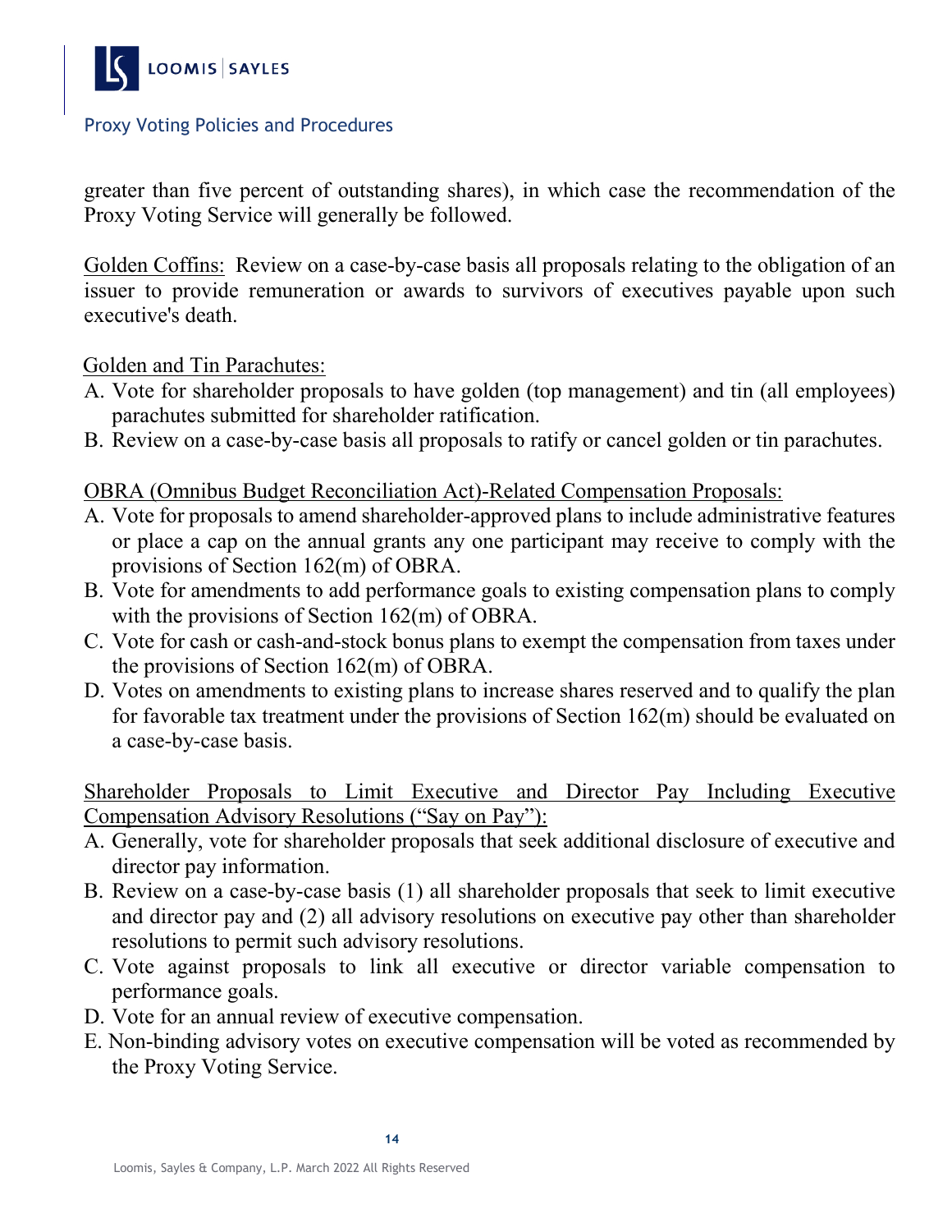greater than five percent of outstanding shares), in which case the recommendation of the Proxy Voting Service will generally be followed.

Golden Coffins: Review on a case-by-case basis all proposals relating to the obligation of an issuer to provide remuneration or awards to survivors of executives payable upon such executive's death.

Golden and Tin Parachutes:

A. Vote for shareholder proposals to have golden (top management) and tin (all employees) parachutes submitted for shareholder ratification.
B. Review on a case-by-case basis all proposals to ratify or cancel golden or tin parachutes.

OBRA (Omnibus Budget Reconciliation Act)-Related Compensation Proposals:

A. Vote for proposals to amend shareholder-approved plans to include administrative features or place a cap on the annual grants any one participant may receive to comply with the provisions of Section 162(m) of OBRA.
B. Vote for amendments to add performance goals to existing compensation plans to comply with the provisions of Section 162(m) of OBRA.
C. Vote for cash or cash-and-stock bonus plans to exempt the compensation from taxes under the provisions of Section 162(m) of OBRA.
D. Votes on amendments to existing plans to increase shares reserved and to qualify the plan for favorable tax treatment under the provisions of Section 162(m) should be evaluated on a case-by-case basis.

Shareholder Proposals to Limit Executive and Director Pay Including Executive Compensation Advisory Resolutions ("Say on Pay"):

A. Generally, vote for shareholder proposals that seek additional disclosure of executive and director pay information.
B. Review on a case-by-case basis (1) all shareholder proposals that seek to limit executive and director pay and (2) all advisory resolutions on executive pay other than shareholder resolutions to permit such advisory resolutions.
C. Vote against proposals to link all executive or director variable compensation to performance goals.
D. Vote for an annual review of executive compensation.
E. Non-binding advisory votes on executive compensation will be voted as recommended by the Proxy Voting Service.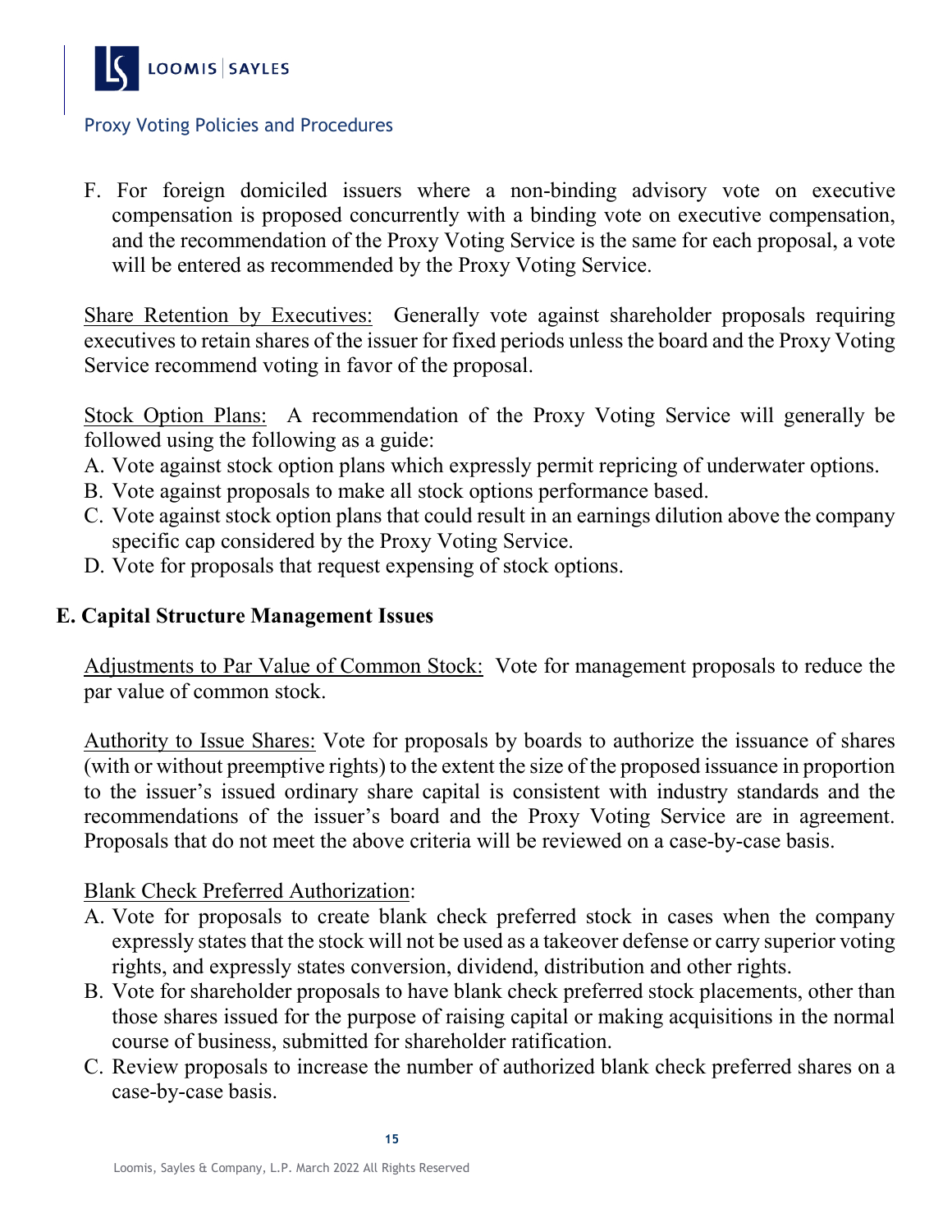F. For foreign domiciled issuers where a non-binding advisory vote on executive compensation is proposed concurrently with a binding vote on executive compensation, and the recommendation of the Proxy Voting Service is the same for each proposal, a vote will be entered as recommended by the Proxy Voting Service.

Share Retention by Executives: Generally vote against shareholder proposals requiring executives to retain shares of the issuer for fixed periods unless the board and the Proxy Voting Service recommend voting in favor of the proposal.

Stock Option Plans: A recommendation of the Proxy Voting Service will generally be followed using the following as a guide:

A. Vote against stock option plans which expressly permit repricing of underwater options.
B. Vote against proposals to make all stock options performance based.
C. Vote against stock option plans that could result in an earnings dilution above the company specific cap considered by the Proxy Voting Service.
D. Vote for proposals that request expensing of stock options.

## E. Capital Structure Management Issues

Adjustments to Par Value of Common Stock: Vote for management proposals to reduce the par value of common stock.

Authority to Issue Shares: Vote for proposals by boards to authorize the issuance of shares (with or without preemptive rights) to the extent the size of the proposed issuance in proportion to the issuer's issued ordinary share capital is consistent with industry standards and the recommendations of the issuer's board and the Proxy Voting Service are in agreement. Proposals that do not meet the above criteria will be reviewed on a case-by-case basis.

Blank Check Preferred Authorization:

A. Vote for proposals to create blank check preferred stock in cases when the company expressly states that the stock will not be used as a takeover defense or carry superior voting rights, and expressly states conversion, dividend, distribution and other rights.
B. Vote for shareholder proposals to have blank check preferred stock placements, other than those shares issued for the purpose of raising capital or making acquisitions in the normal course of business, submitted for shareholder ratification.
C. Review proposals to increase the number of authorized blank check preferred shares on a case-by-case basis.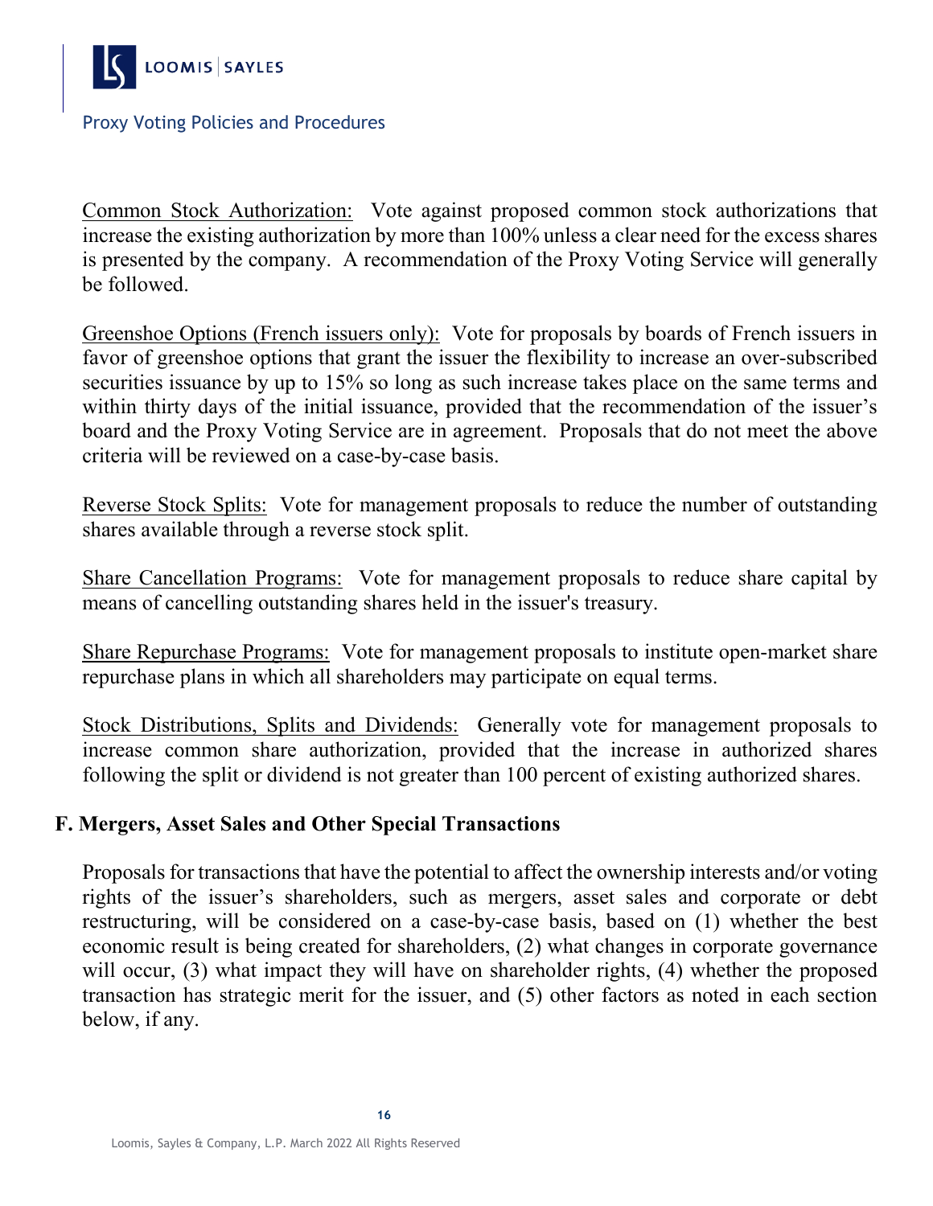Common Stock Authorization: Vote against proposed common stock authorizations that increase the existing authorization by more than 100% unless a clear need for the excess shares is presented by the company. A recommendation of the Proxy Voting Service will generally be followed.

Greenshoe Options (French issuers only): Vote for proposals by boards of French issuers in favor of greenshoe options that grant the issuer the flexibility to increase an over-subscribed securities issuance by up to 15% so long as such increase takes place on the same terms and within thirty days of the initial issuance, provided that the recommendation of the issuer's board and the Proxy Voting Service are in agreement. Proposals that do not meet the above criteria will be reviewed on a case-by-case basis.

Reverse Stock Splits: Vote for management proposals to reduce the number of outstanding shares available through a reverse stock split.

Share Cancellation Programs: Vote for management proposals to reduce share capital by means of cancelling outstanding shares held in the issuer's treasury.

Share Repurchase Programs: Vote for management proposals to institute open-market share repurchase plans in which all shareholders may participate on equal terms.

Stock Distributions, Splits and Dividends: Generally vote for management proposals to increase common share authorization, provided that the increase in authorized shares following the split or dividend is not greater than 100 percent of existing authorized shares.

## F. Mergers, Asset Sales and Other Special Transactions

Proposals for transactions that have the potential to affect the ownership interests and/or voting rights of the issuer's shareholders, such as mergers, asset sales and corporate or debt restructuring, will be considered on a case-by-case basis, based on (1) whether the best economic result is being created for shareholders, (2) what changes in corporate governance will occur, (3) what impact they will have on shareholder rights, (4) whether the proposed transaction has strategic merit for the issuer, and (5) other factors as noted in each section below, if any.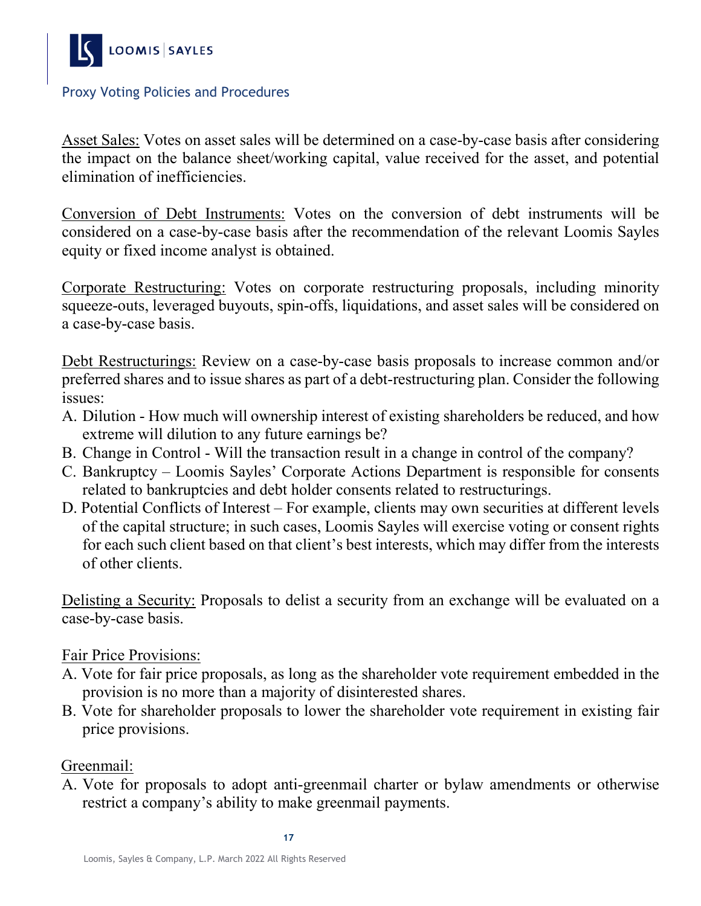Asset Sales: Votes on asset sales will be determined on a case-by-case basis after considering the impact on the balance sheet/working capital, value received for the asset, and potential elimination of inefficiencies.

Conversion of Debt Instruments: Votes on the conversion of debt instruments will be considered on a case-by-case basis after the recommendation of the relevant Loomis Sayles equity or fixed income analyst is obtained.

Corporate Restructuring: Votes on corporate restructuring proposals, including minority squeeze-outs, leveraged buyouts, spin-offs, liquidations, and asset sales will be considered on a case-by-case basis.

Debt Restructurings: Review on a case-by-case basis proposals to increase common and/or preferred shares and to issue shares as part of a debt-restructuring plan. Consider the following issues:

A. Dilution - How much will ownership interest of existing shareholders be reduced, and how extreme will dilution to any future earnings be?
B. Change in Control - Will the transaction result in a change in control of the company?
C. Bankruptcy – Loomis Sayles' Corporate Actions Department is responsible for consents related to bankruptcies and debt holder consents related to restructurings.
D. Potential Conflicts of Interest – For example, clients may own securities at different levels of the capital structure; in such cases, Loomis Sayles will exercise voting or consent rights for each such client based on that client's best interests, which may differ from the interests of other clients.

Delisting a Security: Proposals to delist a security from an exchange will be evaluated on a case-by-case basis.

Fair Price Provisions:

A. Vote for fair price proposals, as long as the shareholder vote requirement embedded in the provision is no more than a majority of disinterested shares.
B. Vote for shareholder proposals to lower the shareholder vote requirement in existing fair price provisions.

Greenmail:

A. Vote for proposals to adopt anti-greenmail charter or bylaw amendments or otherwise restrict a company's ability to make greenmail payments.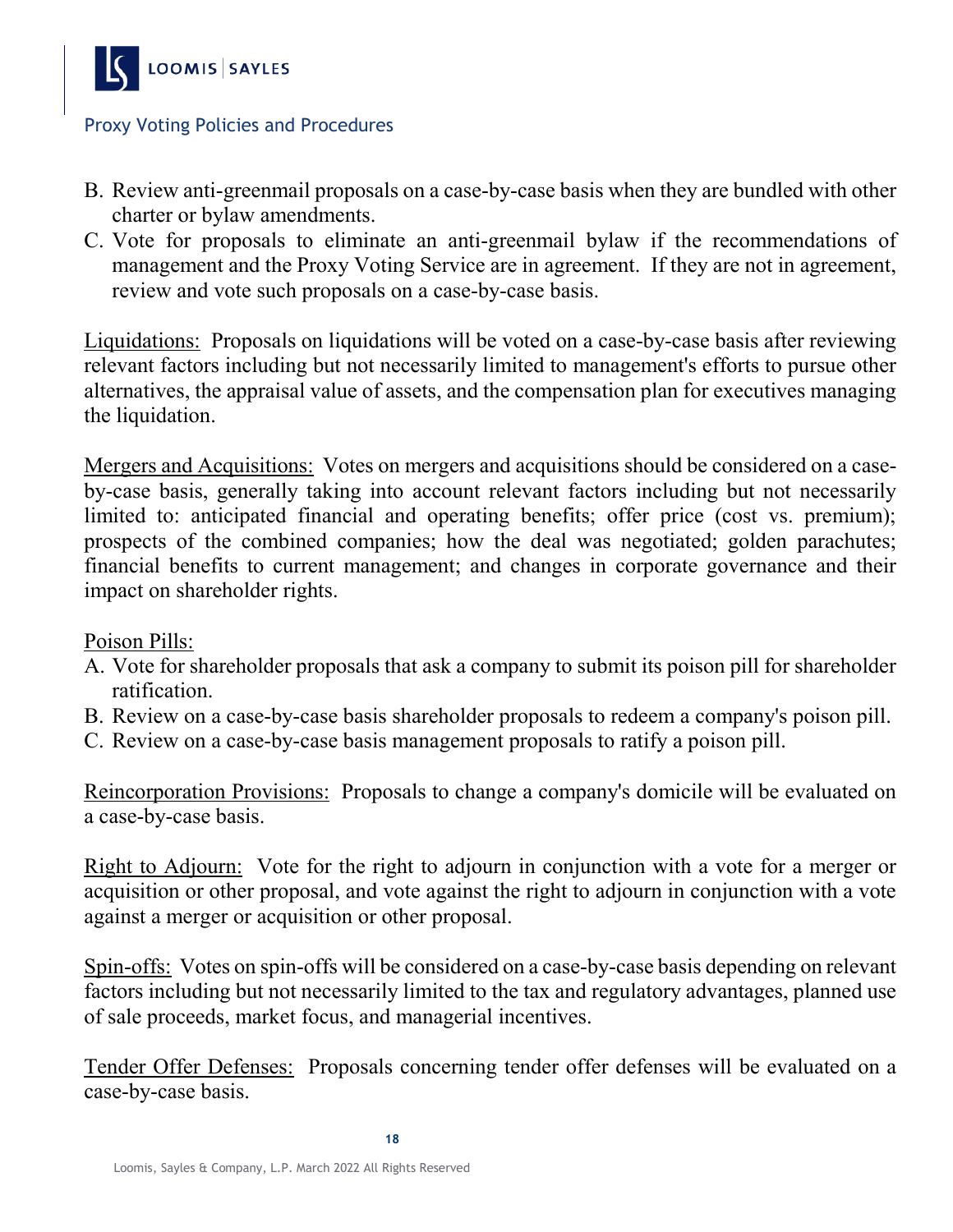B. Review anti-greenmail proposals on a case-by-case basis when they are bundled with other charter or bylaw amendments.
C. Vote for proposals to eliminate an anti-greenmail bylaw if the recommendations of management and the Proxy Voting Service are in agreement. If they are not in agreement, review and vote such proposals on a case-by-case basis.

<u>Liquidations:</u> Proposals on liquidations will be voted on a case-by-case basis after reviewing relevant factors including but not necessarily limited to management's efforts to pursue other alternatives, the appraisal value of assets, and the compensation plan for executives managing the liquidation.

<u>Mergers and Acquisitions:</u> Votes on mergers and acquisitions should be considered on a case-by-case basis, generally taking into account relevant factors including but not necessarily limited to: anticipated financial and operating benefits; offer price (cost vs. premium); prospects of the combined companies; how the deal was negotiated; golden parachutes; financial benefits to current management; and changes in corporate governance and their impact on shareholder rights.

<u>Poison Pills:</u>

A. Vote for shareholder proposals that ask a company to submit its poison pill for shareholder ratification.
B. Review on a case-by-case basis shareholder proposals to redeem a company's poison pill.
C. Review on a case-by-case basis management proposals to ratify a poison pill.

<u>Reincorporation Provisions:</u> Proposals to change a company's domicile will be evaluated on a case-by-case basis.

<u>Right to Adjourn:</u> Vote for the right to adjourn in conjunction with a vote for a merger or acquisition or other proposal, and vote against the right to adjourn in conjunction with a vote against a merger or acquisition or other proposal.

<u>Spin-offs:</u> Votes on spin-offs will be considered on a case-by-case basis depending on relevant factors including but not necessarily limited to the tax and regulatory advantages, planned use of sale proceeds, market focus, and managerial incentives.

<u>Tender Offer Defenses:</u> Proposals concerning tender offer defenses will be evaluated on a case-by-case basis.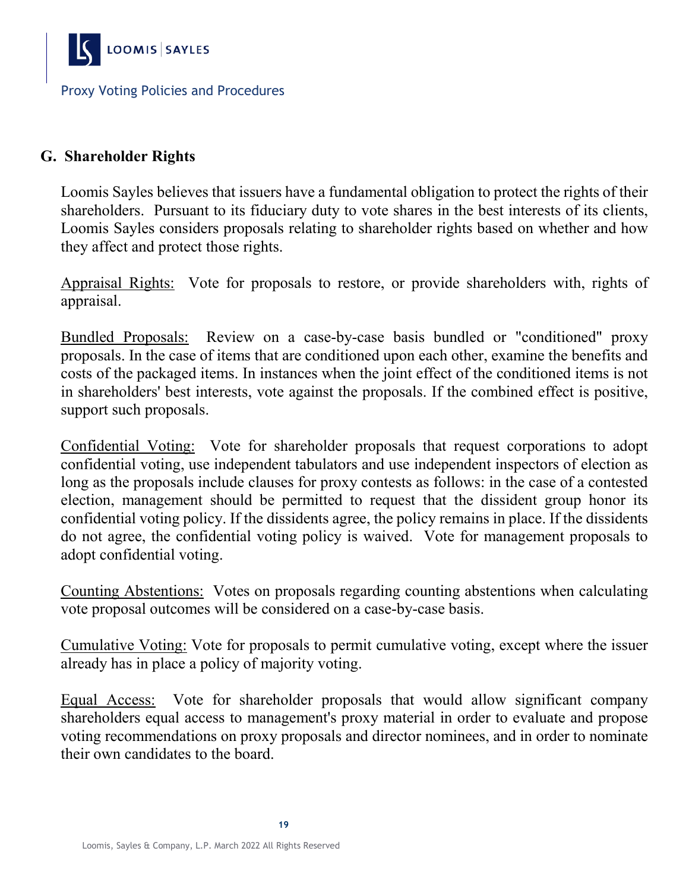## G. Shareholder Rights

Loomis Sayles believes that issuers have a fundamental obligation to protect the rights of their shareholders. Pursuant to its fiduciary duty to vote shares in the best interests of its clients, Loomis Sayles considers proposals relating to shareholder rights based on whether and how they affect and protect those rights.

Appraisal Rights: Vote for proposals to restore, or provide shareholders with, rights of appraisal.

Bundled Proposals: Review on a case-by-case basis bundled or "conditioned" proxy proposals. In the case of items that are conditioned upon each other, examine the benefits and costs of the packaged items. In instances when the joint effect of the conditioned items is not in shareholders' best interests, vote against the proposals. If the combined effect is positive, support such proposals.

Confidential Voting: Vote for shareholder proposals that request corporations to adopt confidential voting, use independent tabulators and use independent inspectors of election as long as the proposals include clauses for proxy contests as follows: in the case of a contested election, management should be permitted to request that the dissident group honor its confidential voting policy. If the dissidents agree, the policy remains in place. If the dissidents do not agree, the confidential voting policy is waived. Vote for management proposals to adopt confidential voting.

Counting Abstentions: Votes on proposals regarding counting abstentions when calculating vote proposal outcomes will be considered on a case-by-case basis.

Cumulative Voting: Vote for proposals to permit cumulative voting, except where the issuer already has in place a policy of majority voting.

Equal Access: Vote for shareholder proposals that would allow significant company shareholders equal access to management's proxy material in order to evaluate and propose voting recommendations on proxy proposals and director nominees, and in order to nominate their own candidates to the board.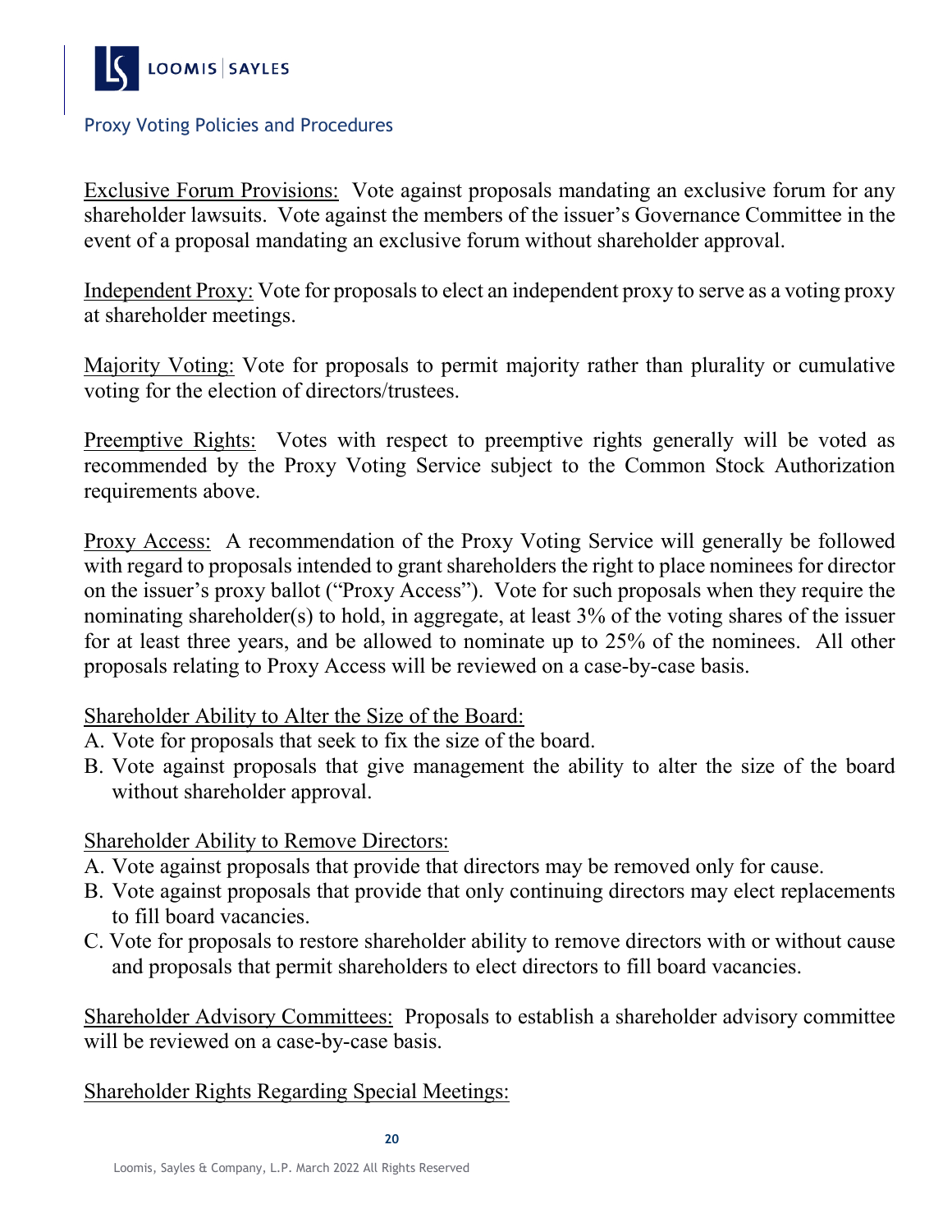Exclusive Forum Provisions: Vote against proposals mandating an exclusive forum for any shareholder lawsuits. Vote against the members of the issuer's Governance Committee in the event of a proposal mandating an exclusive forum without shareholder approval.

Independent Proxy: Vote for proposals to elect an independent proxy to serve as a voting proxy at shareholder meetings.

Majority Voting: Vote for proposals to permit majority rather than plurality or cumulative voting for the election of directors/trustees.

Preemptive Rights: Votes with respect to preemptive rights generally will be voted as recommended by the Proxy Voting Service subject to the Common Stock Authorization requirements above.

Proxy Access: A recommendation of the Proxy Voting Service will generally be followed with regard to proposals intended to grant shareholders the right to place nominees for director on the issuer's proxy ballot ("Proxy Access"). Vote for such proposals when they require the nominating shareholder(s) to hold, in aggregate, at least 3% of the voting shares of the issuer for at least three years, and be allowed to nominate up to 25% of the nominees. All other proposals relating to Proxy Access will be reviewed on a case-by-case basis.

Shareholder Ability to Alter the Size of the Board:

A. Vote for proposals that seek to fix the size of the board.
B. Vote against proposals that give management the ability to alter the size of the board without shareholder approval.

Shareholder Ability to Remove Directors:

A. Vote against proposals that provide that directors may be removed only for cause.
B. Vote against proposals that provide that only continuing directors may elect replacements to fill board vacancies.
C. Vote for proposals to restore shareholder ability to remove directors with or without cause and proposals that permit shareholders to elect directors to fill board vacancies.

Shareholder Advisory Committees: Proposals to establish a shareholder advisory committee will be reviewed on a case-by-case basis.

Shareholder Rights Regarding Special Meetings: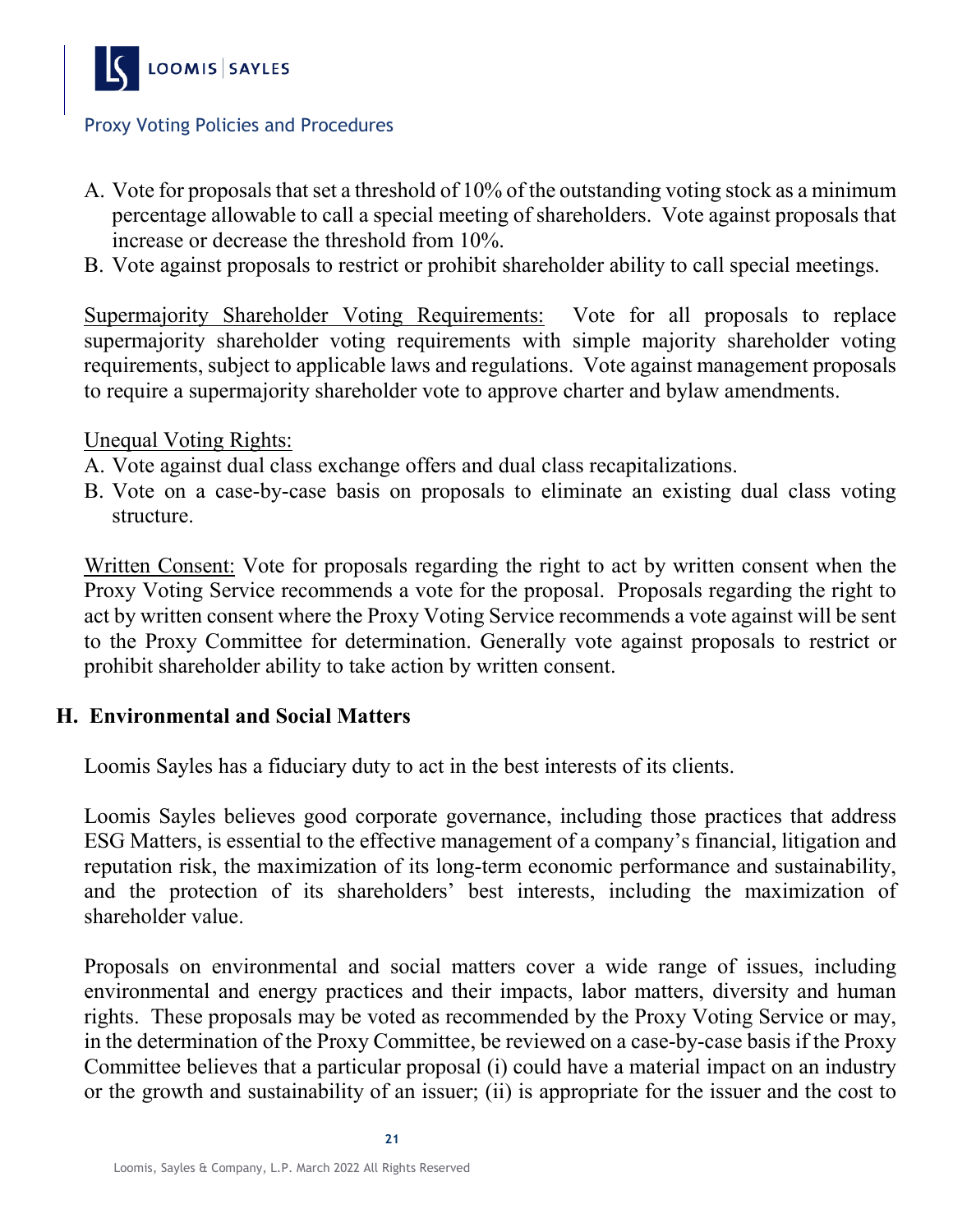A. Vote for proposals that set a threshold of 10% of the outstanding voting stock as a minimum percentage allowable to call a special meeting of shareholders. Vote against proposals that increase or decrease the threshold from 10%.
B. Vote against proposals to restrict or prohibit shareholder ability to call special meetings.

Supermajority Shareholder Voting Requirements: Vote for all proposals to replace supermajority shareholder voting requirements with simple majority shareholder voting requirements, subject to applicable laws and regulations. Vote against management proposals to require a supermajority shareholder vote to approve charter and bylaw amendments.

Unequal Voting Rights:

A. Vote against dual class exchange offers and dual class recapitalizations.
B. Vote on a case-by-case basis on proposals to eliminate an existing dual class voting structure.

Written Consent: Vote for proposals regarding the right to act by written consent when the Proxy Voting Service recommends a vote for the proposal. Proposals regarding the right to act by written consent where the Proxy Voting Service recommends a vote against will be sent to the Proxy Committee for determination. Generally vote against proposals to restrict or prohibit shareholder ability to take action by written consent.

## H. Environmental and Social Matters

Loomis Sayles has a fiduciary duty to act in the best interests of its clients.

Loomis Sayles believes good corporate governance, including those practices that address ESG Matters, is essential to the effective management of a company's financial, litigation and reputation risk, the maximization of its long-term economic performance and sustainability, and the protection of its shareholders' best interests, including the maximization of shareholder value.

Proposals on environmental and social matters cover a wide range of issues, including environmental and energy practices and their impacts, labor matters, diversity and human rights. These proposals may be voted as recommended by the Proxy Voting Service or may, in the determination of the Proxy Committee, be reviewed on a case-by-case basis if the Proxy Committee believes that a particular proposal (i) could have a material impact on an industry or the growth and sustainability of an issuer; (ii) is appropriate for the issuer and the cost to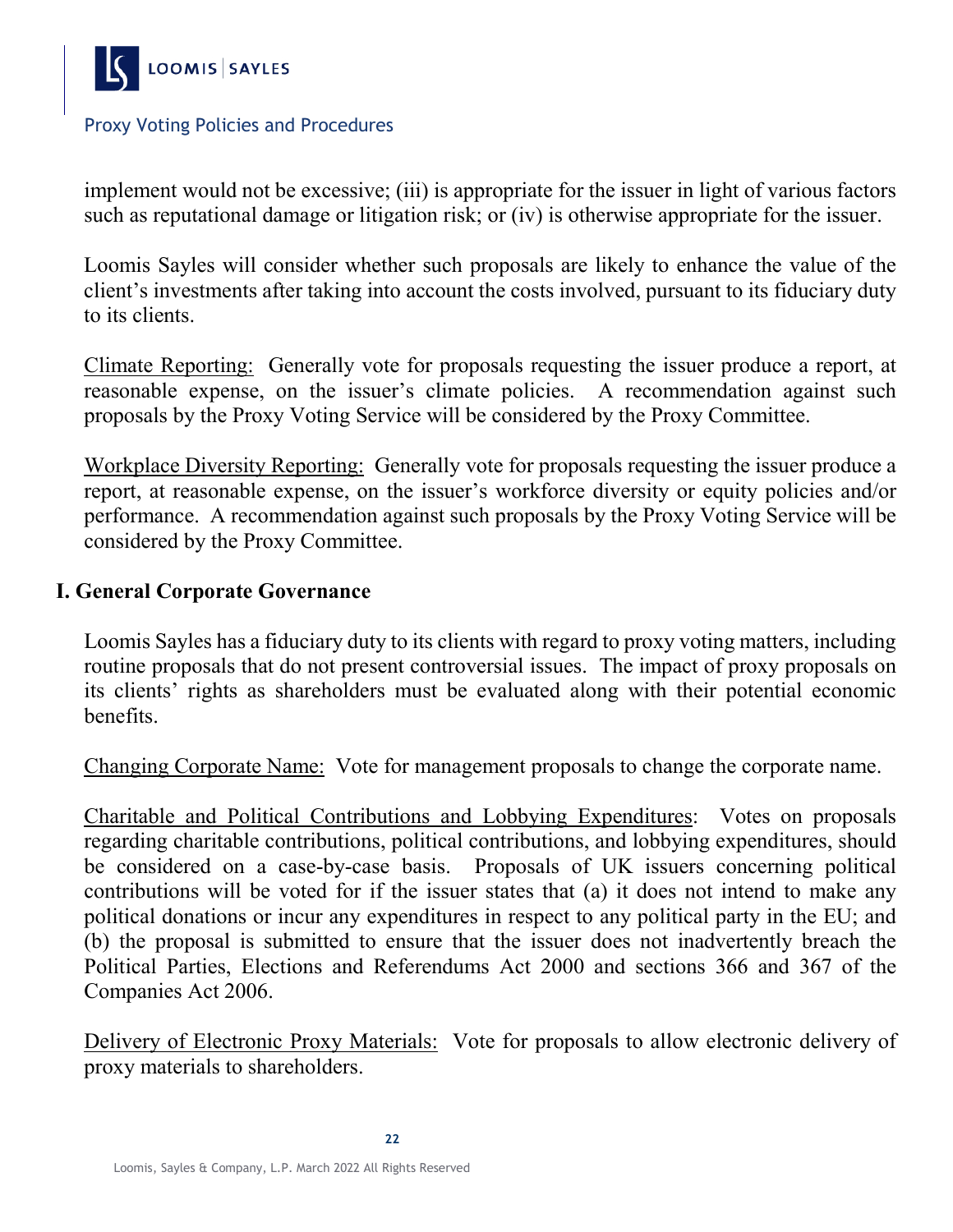implement would not be excessive; (iii) is appropriate for the issuer in light of various factors such as reputational damage or litigation risk; or (iv) is otherwise appropriate for the issuer.

Loomis Sayles will consider whether such proposals are likely to enhance the value of the client's investments after taking into account the costs involved, pursuant to its fiduciary duty to its clients.

<u>Climate Reporting:</u> Generally vote for proposals requesting the issuer produce a report, at reasonable expense, on the issuer's climate policies. A recommendation against such proposals by the Proxy Voting Service will be considered by the Proxy Committee.

<u>Workplace Diversity Reporting:</u> Generally vote for proposals requesting the issuer produce a report, at reasonable expense, on the issuer's workforce diversity or equity policies and/or performance. A recommendation against such proposals by the Proxy Voting Service will be considered by the Proxy Committee.

## I. General Corporate Governance

Loomis Sayles has a fiduciary duty to its clients with regard to proxy voting matters, including routine proposals that do not present controversial issues. The impact of proxy proposals on its clients' rights as shareholders must be evaluated along with their potential economic benefits.

<u>Changing Corporate Name:</u> Vote for management proposals to change the corporate name.

<u>Charitable and Political Contributions and Lobbying Expenditures</u>: Votes on proposals regarding charitable contributions, political contributions, and lobbying expenditures, should be considered on a case-by-case basis. Proposals of UK issuers concerning political contributions will be voted for if the issuer states that (a) it does not intend to make any political donations or incur any expenditures in respect to any political party in the EU; and (b) the proposal is submitted to ensure that the issuer does not inadvertently breach the Political Parties, Elections and Referendums Act 2000 and sections 366 and 367 of the Companies Act 2006.

<u>Delivery of Electronic Proxy Materials:</u> Vote for proposals to allow electronic delivery of proxy materials to shareholders.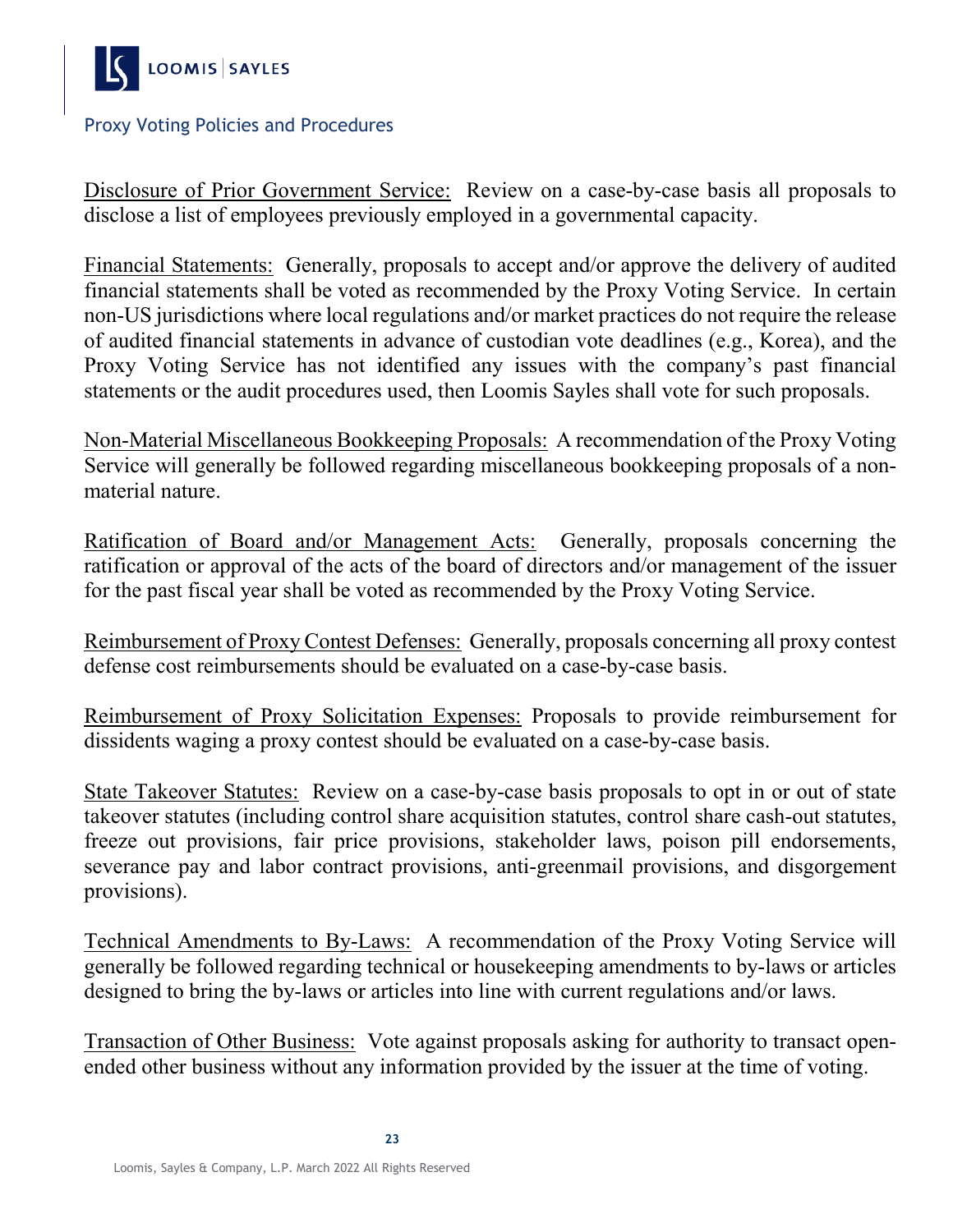Disclosure of Prior Government Service: Review on a case-by-case basis all proposals to disclose a list of employees previously employed in a governmental capacity.

Financial Statements: Generally, proposals to accept and/or approve the delivery of audited financial statements shall be voted as recommended by the Proxy Voting Service. In certain non-US jurisdictions where local regulations and/or market practices do not require the release of audited financial statements in advance of custodian vote deadlines (e.g., Korea), and the Proxy Voting Service has not identified any issues with the company's past financial statements or the audit procedures used, then Loomis Sayles shall vote for such proposals.

Non-Material Miscellaneous Bookkeeping Proposals: A recommendation of the Proxy Voting Service will generally be followed regarding miscellaneous bookkeeping proposals of a non-material nature.

Ratification of Board and/or Management Acts: Generally, proposals concerning the ratification or approval of the acts of the board of directors and/or management of the issuer for the past fiscal year shall be voted as recommended by the Proxy Voting Service.

Reimbursement of Proxy Contest Defenses: Generally, proposals concerning all proxy contest defense cost reimbursements should be evaluated on a case-by-case basis.

Reimbursement of Proxy Solicitation Expenses: Proposals to provide reimbursement for dissidents waging a proxy contest should be evaluated on a case-by-case basis.

State Takeover Statutes: Review on a case-by-case basis proposals to opt in or out of state takeover statutes (including control share acquisition statutes, control share cash-out statutes, freeze out provisions, fair price provisions, stakeholder laws, poison pill endorsements, severance pay and labor contract provisions, anti-greenmail provisions, and disgorgement provisions).

Technical Amendments to By-Laws: A recommendation of the Proxy Voting Service will generally be followed regarding technical or housekeeping amendments to by-laws or articles designed to bring the by-laws or articles into line with current regulations and/or laws.

Transaction of Other Business: Vote against proposals asking for authority to transact open-ended other business without any information provided by the issuer at the time of voting.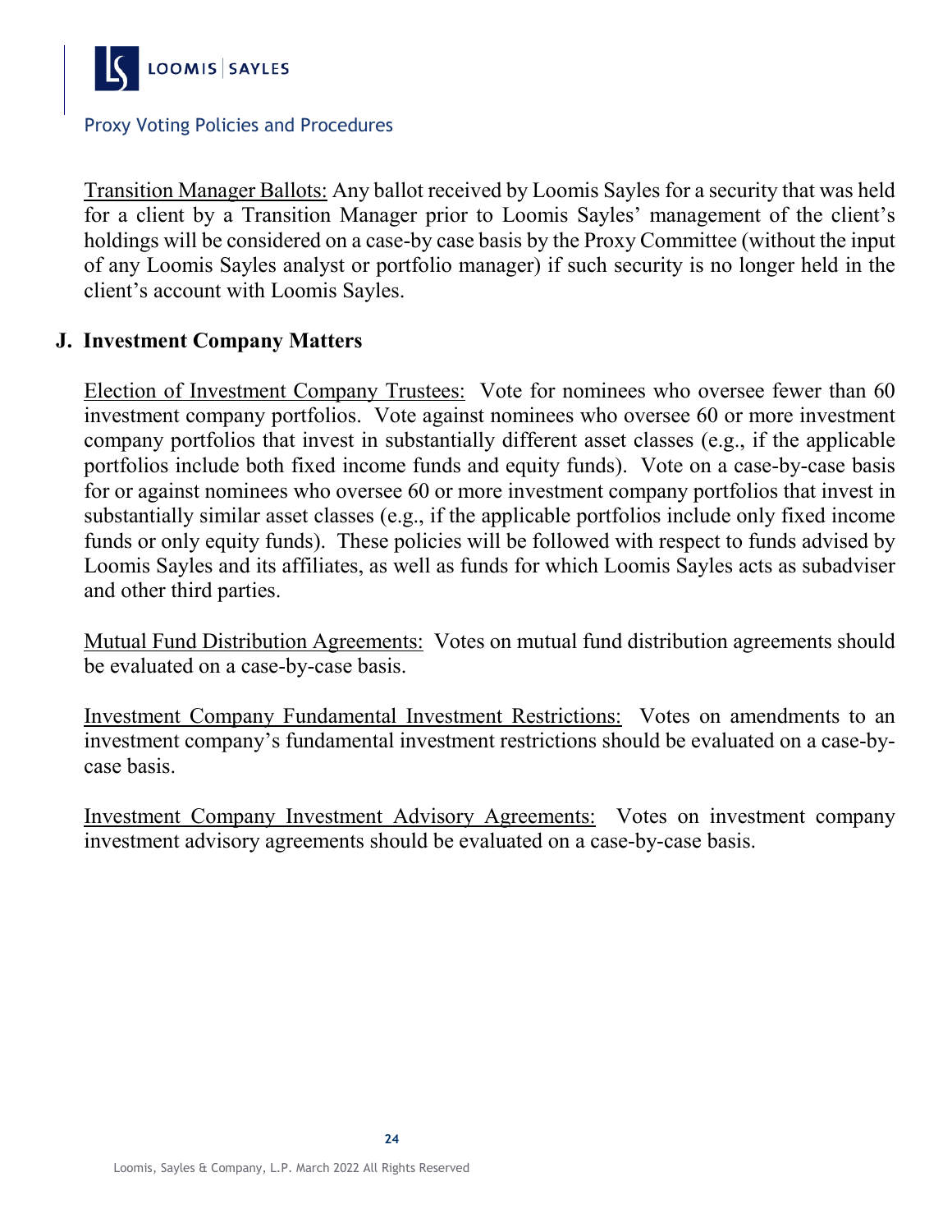Transition Manager Ballots: Any ballot received by Loomis Sayles for a security that was held for a client by a Transition Manager prior to Loomis Sayles' management of the client's holdings will be considered on a case-by case basis by the Proxy Committee (without the input of any Loomis Sayles analyst or portfolio manager) if such security is no longer held in the client's account with Loomis Sayles.

## J. Investment Company Matters

Election of Investment Company Trustees: Vote for nominees who oversee fewer than 60 investment company portfolios. Vote against nominees who oversee 60 or more investment company portfolios that invest in substantially different asset classes (e.g., if the applicable portfolios include both fixed income funds and equity funds). Vote on a case-by-case basis for or against nominees who oversee 60 or more investment company portfolios that invest in substantially similar asset classes (e.g., if the applicable portfolios include only fixed income funds or only equity funds). These policies will be followed with respect to funds advised by Loomis Sayles and its affiliates, as well as funds for which Loomis Sayles acts as subadviser and other third parties.

Mutual Fund Distribution Agreements: Votes on mutual fund distribution agreements should be evaluated on a case-by-case basis.

Investment Company Fundamental Investment Restrictions: Votes on amendments to an investment company's fundamental investment restrictions should be evaluated on a case-by-case basis.

Investment Company Investment Advisory Agreements: Votes on investment company investment advisory agreements should be evaluated on a case-by-case basis.